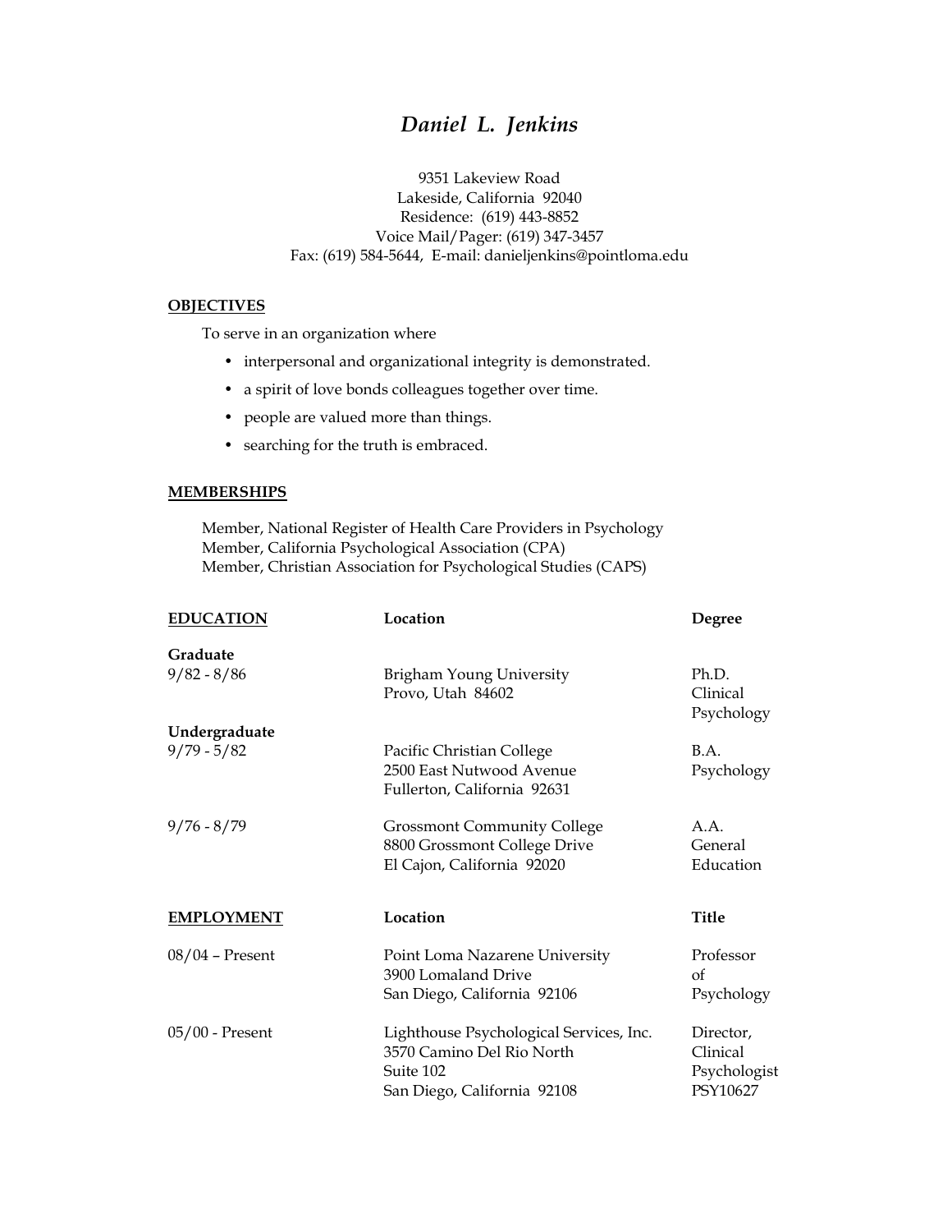# *Daniel L. Jenkins*

9351 Lakeview Road
Lakeside, California 92040
Residence: (619) 443-8852
Voice Mail/Pager: (619) 347-3457
Fax: (619) 584-5644, E-mail: danieljenkins@pointloma.edu

## OBJECTIVES

To serve in an organization where

- interpersonal and organizational integrity is demonstrated.
- a spirit of love bonds colleagues together over time.
- people are valued more than things.
- searching for the truth is embraced.

## MEMBERSHIPS

Member, National Register of Health Care Providers in Psychology
Member, California Psychological Association (CPA)
Member, Christian Association for Psychological Studies (CAPS)

## EDUCATION

| | Location | Degree |
|---|---|---|
| **Graduate** | | |
| 9/82 - 8/86 | Brigham Young University<br>Provo, Utah 84602 | Ph.D.<br>Clinical<br>Psychology |
| **Undergraduate** | | |
| 9/79 - 5/82 | Pacific Christian College<br>2500 East Nutwood Avenue<br>Fullerton, California 92631 | B.A.<br>Psychology |
| 9/76 - 8/79 | Grossmont Community College<br>8800 Grossmont College Drive<br>El Cajon, California 92020 | A.A.<br>General<br>Education |

## EMPLOYMENT

| | Location | Title |
|---|---|---|
| 08/04 – Present | Point Loma Nazarene University<br>3900 Lomaland Drive<br>San Diego, California 92106 | Professor<br>of<br>Psychology |
| 05/00 - Present | Lighthouse Psychological Services, Inc.<br>3570 Camino Del Rio North<br>Suite 102<br>San Diego, California 92108 | Director,<br>Clinical<br>Psychologist<br>PSY10627 |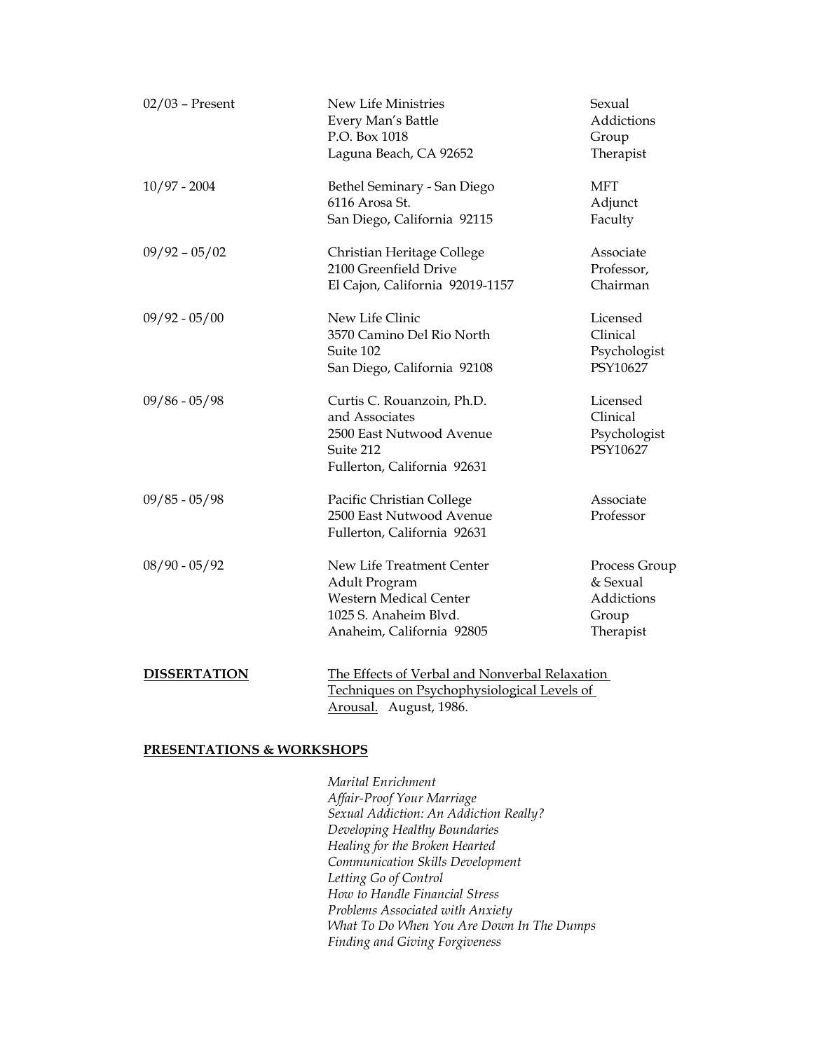| | | |
|---|---|---|
| 02/03 – Present | New Life Ministries<br>Every Man's Battle<br>P.O. Box 1018<br>Laguna Beach, CA 92652 | Sexual Addictions Group Therapist |
| 10/97 - 2004 | Bethel Seminary - San Diego<br>6116 Arosa St.<br>San Diego, California 92115 | MFT Adjunct Faculty |
| 09/92 – 05/02 | Christian Heritage College<br>2100 Greenfield Drive<br>El Cajon, California 92019-1157 | Associate Professor, Chairman |
| 09/92 - 05/00 | New Life Clinic<br>3570 Camino Del Rio North<br>Suite 102<br>San Diego, California 92108 | Licensed Clinical Psychologist PSY10627 |
| 09/86 - 05/98 | Curtis C. Rouanzoin, Ph.D. and Associates<br>2500 East Nutwood Avenue<br>Suite 212<br>Fullerton, California 92631 | Licensed Clinical Psychologist PSY10627 |
| 09/85 - 05/98 | Pacific Christian College<br>2500 East Nutwood Avenue<br>Fullerton, California 92631 | Associate Professor |
| 08/90 - 05/92 | New Life Treatment Center<br>Adult Program<br>Western Medical Center<br>1025 S. Anaheim Blvd.<br>Anaheim, California 92805 | Process Group & Sexual Addictions Group Therapist |

**DISSERTATION**

The Effects of Verbal and Nonverbal Relaxation Techniques on Psychophysiological Levels of Arousal. August, 1986.

**PRESENTATIONS & WORKSHOPS**

*Marital Enrichment*
*Affair-Proof Your Marriage*
*Sexual Addiction: An Addiction Really?*
*Developing Healthy Boundaries*
*Healing for the Broken Hearted*
*Communication Skills Development*
*Letting Go of Control*
*How to Handle Financial Stress*
*Problems Associated with Anxiety*
*What To Do When You Are Down In The Dumps*
*Finding and Giving Forgiveness*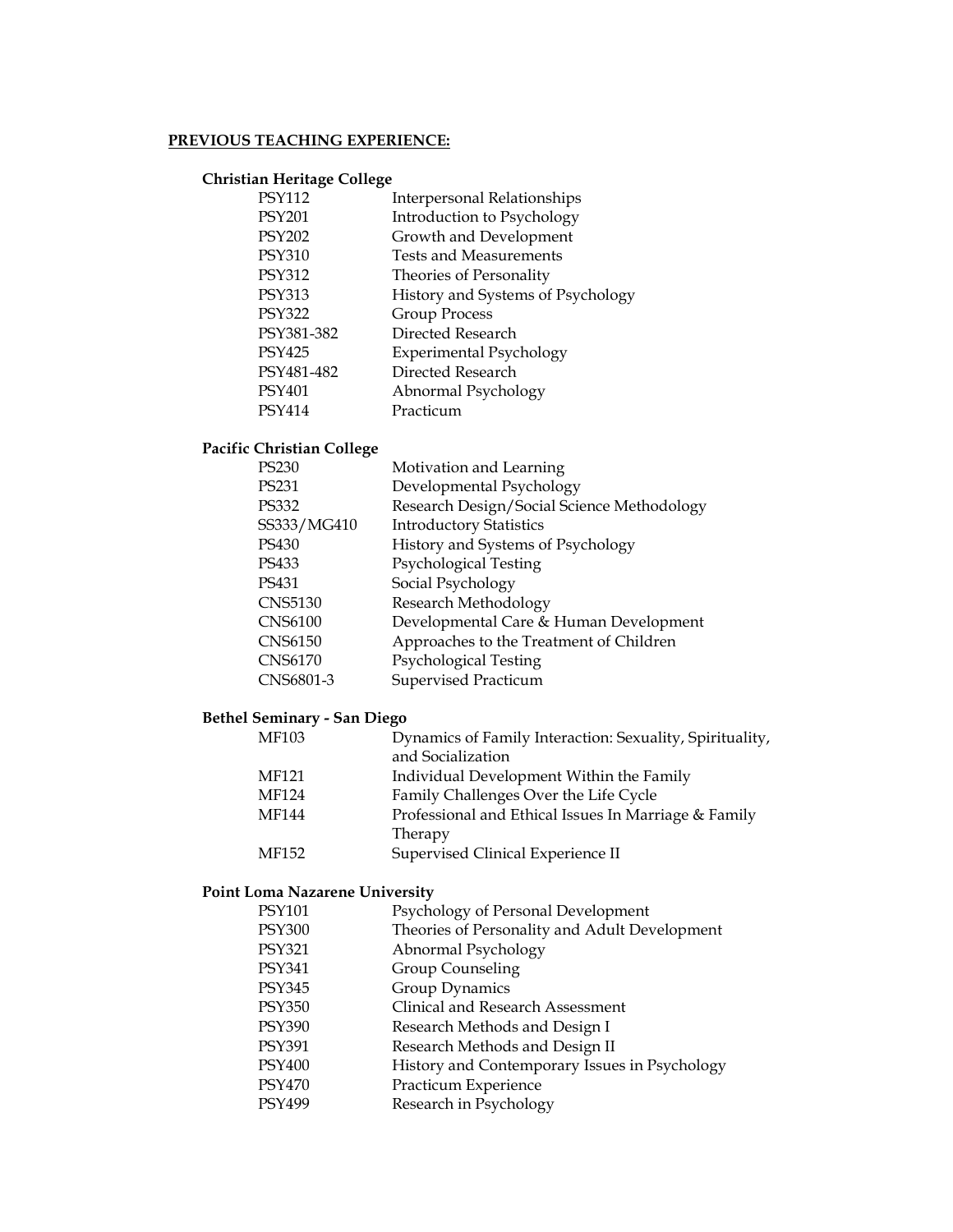## PREVIOUS TEACHING EXPERIENCE:

### Christian Heritage College

| | |
|---|---|
| PSY112 | Interpersonal Relationships |
| PSY201 | Introduction to Psychology |
| PSY202 | Growth and Development |
| PSY310 | Tests and Measurements |
| PSY312 | Theories of Personality |
| PSY313 | History and Systems of Psychology |
| PSY322 | Group Process |
| PSY381-382 | Directed Research |
| PSY425 | Experimental Psychology |
| PSY481-482 | Directed Research |
| PSY401 | Abnormal Psychology |
| PSY414 | Practicum |

### Pacific Christian College

| | |
|---|---|
| PS230 | Motivation and Learning |
| PS231 | Developmental Psychology |
| PS332 | Research Design/Social Science Methodology |
| SS333/MG410 | Introductory Statistics |
| PS430 | History and Systems of Psychology |
| PS433 | Psychological Testing |
| PS431 | Social Psychology |
| CNS5130 | Research Methodology |
| CNS6100 | Developmental Care & Human Development |
| CNS6150 | Approaches to the Treatment of Children |
| CNS6170 | Psychological Testing |
| CNS6801-3 | Supervised Practicum |

### Bethel Seminary - San Diego

| | |
|---|---|
| MF103 | Dynamics of Family Interaction: Sexuality, Spirituality, and Socialization |
| MF121 | Individual Development Within the Family |
| MF124 | Family Challenges Over the Life Cycle |
| MF144 | Professional and Ethical Issues In Marriage & Family Therapy |
| MF152 | Supervised Clinical Experience II |

### Point Loma Nazarene University

| | |
|---|---|
| PSY101 | Psychology of Personal Development |
| PSY300 | Theories of Personality and Adult Development |
| PSY321 | Abnormal Psychology |
| PSY341 | Group Counseling |
| PSY345 | Group Dynamics |
| PSY350 | Clinical and Research Assessment |
| PSY390 | Research Methods and Design I |
| PSY391 | Research Methods and Design II |
| PSY400 | History and Contemporary Issues in Psychology |
| PSY470 | Practicum Experience |
| PSY499 | Research in Psychology |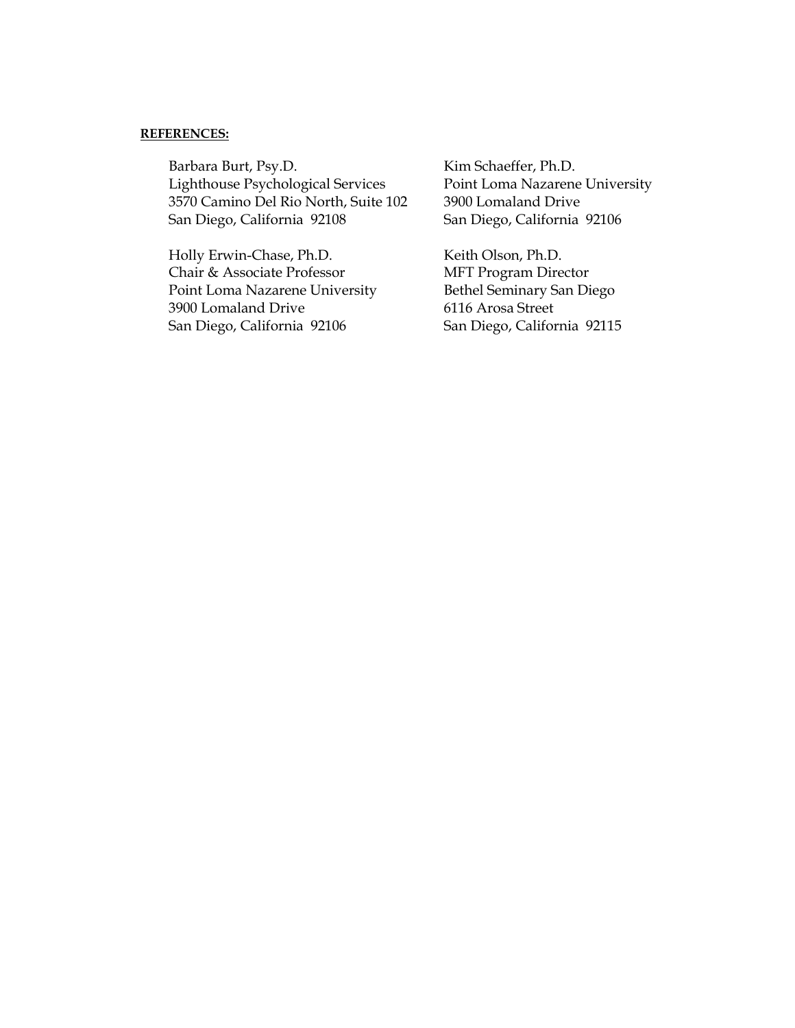**REFERENCES:**

Barbara Burt, Psy.D.
Lighthouse Psychological Services
3570 Camino Del Rio North, Suite 102
San Diego, California  92108

Kim Schaeffer, Ph.D.
Point Loma Nazarene University
3900 Lomaland Drive
San Diego, California  92106

Holly Erwin-Chase, Ph.D.
Chair & Associate Professor
Point Loma Nazarene University
3900 Lomaland Drive
San Diego, California  92106

Keith Olson, Ph.D.
MFT Program Director
Bethel Seminary San Diego
6116 Arosa Street
San Diego, California  92115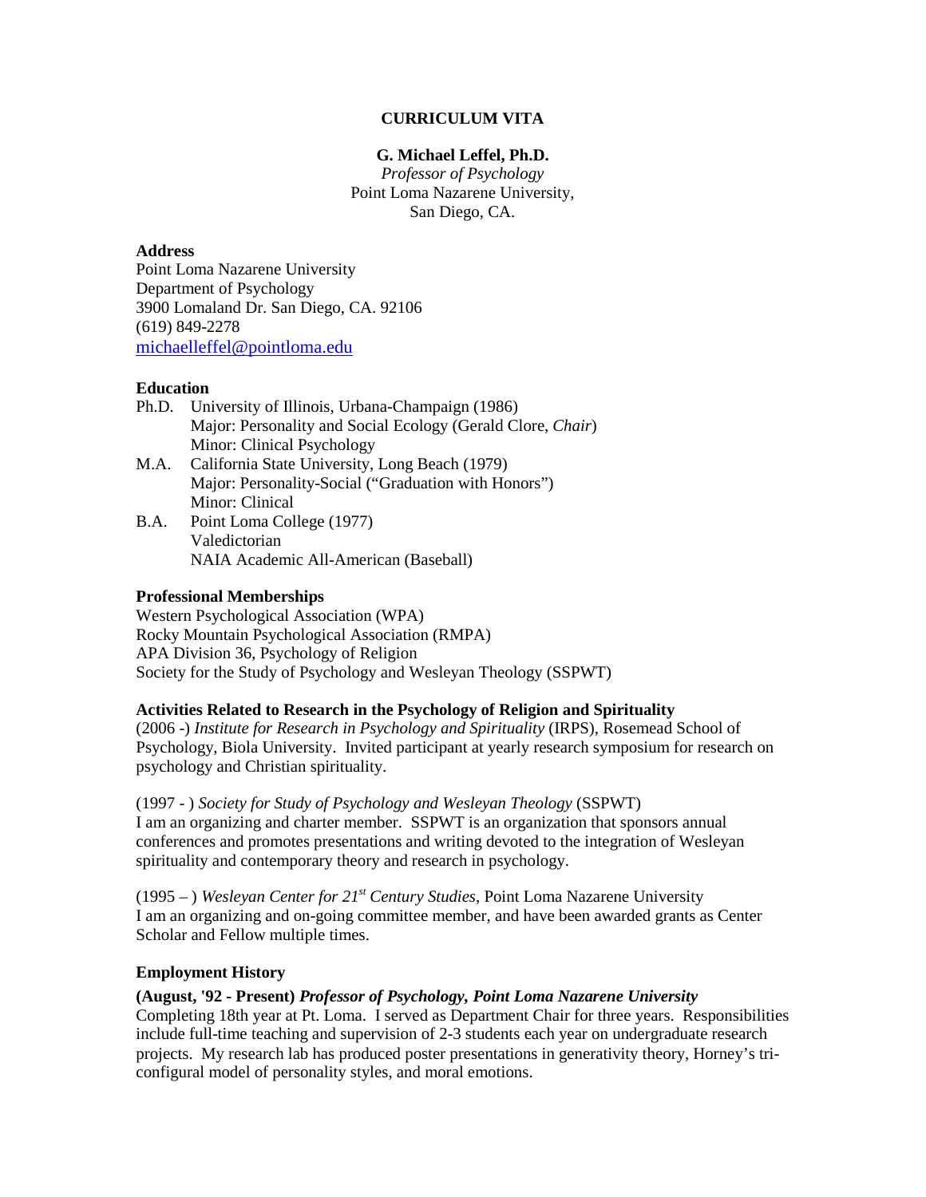**CURRICULUM VITA**

**G. Michael Leffel, Ph.D.**

*Professor of Psychology*
Point Loma Nazarene University,
San Diego, CA.

**Address**

Point Loma Nazarene University
Department of Psychology
3900 Lomaland Dr. San Diego, CA. 92106
(619) 849-2278
michaelleffel@pointloma.edu

**Education**

Ph.D. University of Illinois, Urbana-Champaign (1986)
Major: Personality and Social Ecology (Gerald Clore, *Chair*)
Minor: Clinical Psychology

M.A. California State University, Long Beach (1979)
Major: Personality-Social ("Graduation with Honors")
Minor: Clinical

B.A. Point Loma College (1977)
Valedictorian
NAIA Academic All-American (Baseball)

**Professional Memberships**

Western Psychological Association (WPA)
Rocky Mountain Psychological Association (RMPA)
APA Division 36, Psychology of Religion
Society for the Study of Psychology and Wesleyan Theology (SSPWT)

**Activities Related to Research in the Psychology of Religion and Spirituality**

(2006 -) *Institute for Research in Psychology and Spirituality* (IRPS), Rosemead School of Psychology, Biola University. Invited participant at yearly research symposium for research on psychology and Christian spirituality.

(1997 - ) *Society for Study of Psychology and Wesleyan Theology* (SSPWT)
I am an organizing and charter member. SSPWT is an organization that sponsors annual conferences and promotes presentations and writing devoted to the integration of Wesleyan spirituality and contemporary theory and research in psychology.

(1995 – ) *Wesleyan Center for 21st Century Studies*, Point Loma Nazarene University
I am an organizing and on-going committee member, and have been awarded grants as Center Scholar and Fellow multiple times.

**Employment History**

**(August, '92 - Present)** ***Professor of Psychology, Point Loma Nazarene University***
Completing 18th year at Pt. Loma. I served as Department Chair for three years. Responsibilities include full-time teaching and supervision of 2-3 students each year on undergraduate research projects. My research lab has produced poster presentations in generativity theory, Horney's tri-configural model of personality styles, and moral emotions.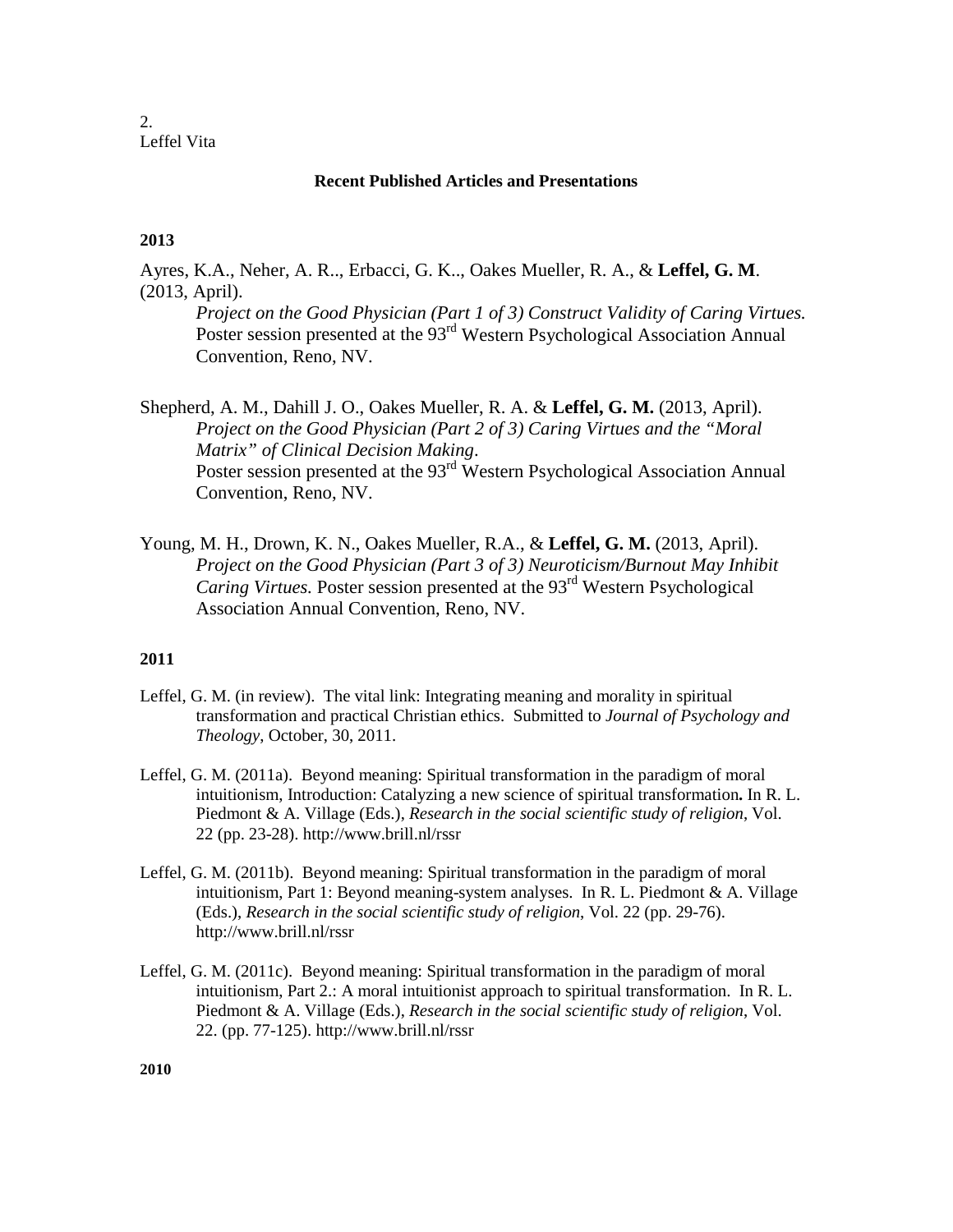**Recent Published Articles and Presentations**

**2013**

Ayres, K.A., Neher, A. R.., Erbacci, G. K.., Oakes Mueller, R. A., & **Leffel, G. M**. (2013, April).
*Project on the Good Physician (Part 1 of 3) Construct Validity of Caring Virtues.* Poster session presented at the 93rd Western Psychological Association Annual Convention, Reno, NV.

Shepherd, A. M., Dahill J. O., Oakes Mueller, R. A. & **Leffel, G. M.** (2013, April). *Project on the Good Physician (Part 2 of 3) Caring Virtues and the "Moral Matrix" of Clinical Decision Making*.
Poster session presented at the 93rd Western Psychological Association Annual Convention, Reno, NV.

Young, M. H., Drown, K. N., Oakes Mueller, R.A., & **Leffel, G. M.** (2013, April). *Project on the Good Physician (Part 3 of 3) Neuroticism/Burnout May Inhibit Caring Virtues.* Poster session presented at the 93rd Western Psychological Association Annual Convention, Reno, NV.

**2011**

Leffel, G. M. (in review). The vital link: Integrating meaning and morality in spiritual transformation and practical Christian ethics. Submitted to *Journal of Psychology and Theology*, October, 30, 2011.

Leffel, G. M. (2011a). Beyond meaning: Spiritual transformation in the paradigm of moral intuitionism, Introduction: Catalyzing a new science of spiritual transformation**.** In R. L. Piedmont & A. Village (Eds.), *Research in the social scientific study of religion*, Vol. 22 (pp. 23-28). http://www.brill.nl/rssr

Leffel, G. M. (2011b). Beyond meaning: Spiritual transformation in the paradigm of moral intuitionism, Part 1: Beyond meaning-system analyses. In R. L. Piedmont & A. Village (Eds.), *Research in the social scientific study of religion*, Vol. 22 (pp. 29-76). http://www.brill.nl/rssr

Leffel, G. M. (2011c). Beyond meaning: Spiritual transformation in the paradigm of moral intuitionism, Part 2.: A moral intuitionist approach to spiritual transformation. In R. L. Piedmont & A. Village (Eds.), *Research in the social scientific study of religion*, Vol. 22. (pp. 77-125). http://www.brill.nl/rssr

**2010**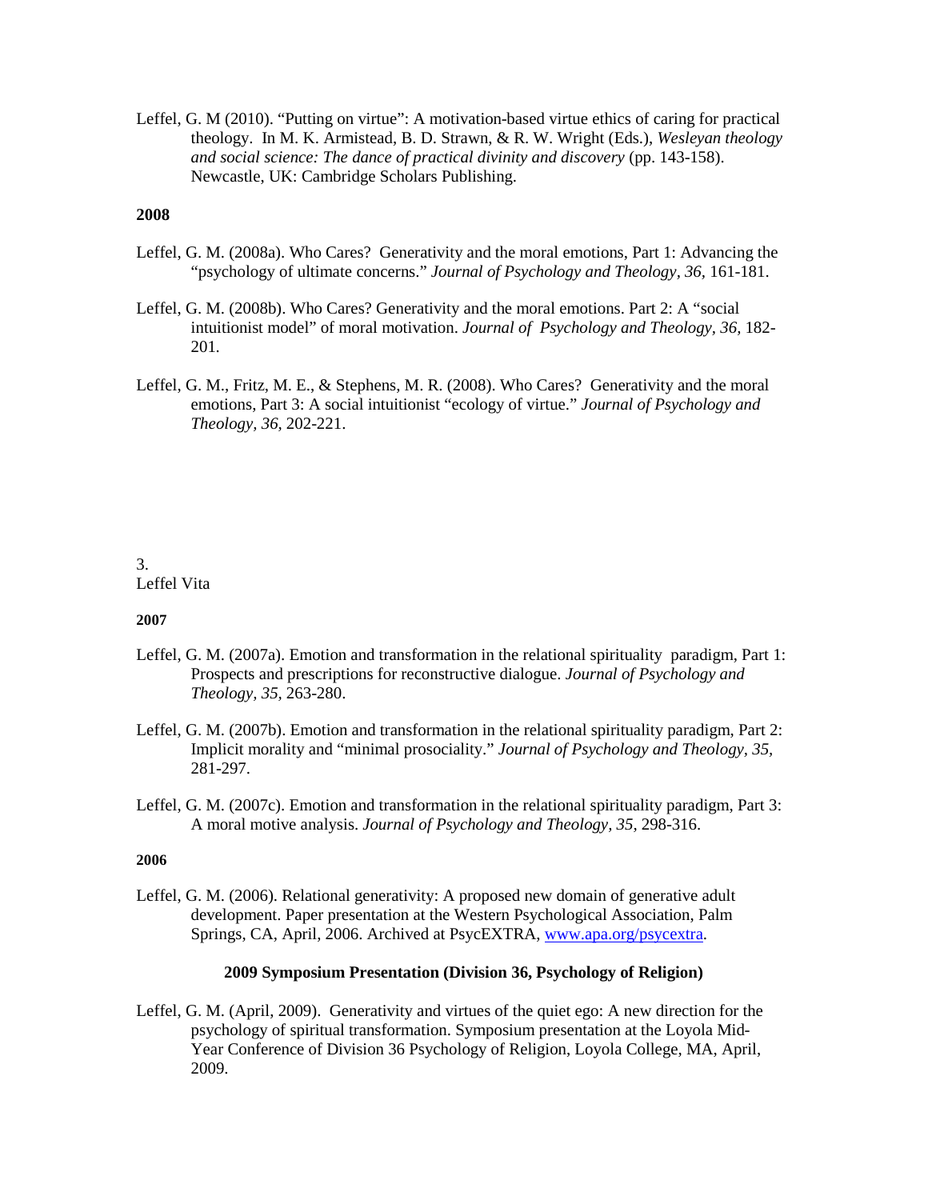Leffel, G. M (2010). "Putting on virtue": A motivation-based virtue ethics of caring for practical theology. In M. K. Armistead, B. D. Strawn, & R. W. Wright (Eds.), *Wesleyan theology and social science: The dance of practical divinity and discovery* (pp. 143-158). Newcastle, UK: Cambridge Scholars Publishing.

**2008**

Leffel, G. M. (2008a). Who Cares? Generativity and the moral emotions, Part 1: Advancing the "psychology of ultimate concerns." *Journal of Psychology and Theology*, *36*, 161-181.

Leffel, G. M. (2008b). Who Cares? Generativity and the moral emotions. Part 2: A "social intuitionist model" of moral motivation. *Journal of Psychology and Theology*, *36*, 182-201.

Leffel, G. M., Fritz, M. E., & Stephens, M. R. (2008). Who Cares? Generativity and the moral emotions, Part 3: A social intuitionist "ecology of virtue." *Journal of Psychology and Theology*, *36*, 202-221.

**2007**

Leffel, G. M. (2007a). Emotion and transformation in the relational spirituality paradigm, Part 1: Prospects and prescriptions for reconstructive dialogue. *Journal of Psychology and Theology*, *35*, 263-280.

Leffel, G. M. (2007b). Emotion and transformation in the relational spirituality paradigm, Part 2: Implicit morality and "minimal prosociality." *Journal of Psychology and Theology*, *35*, 281-297.

Leffel, G. M. (2007c). Emotion and transformation in the relational spirituality paradigm, Part 3: A moral motive analysis. *Journal of Psychology and Theology*, *35*, 298-316.

**2006**

Leffel, G. M. (2006). Relational generativity: A proposed new domain of generative adult development. Paper presentation at the Western Psychological Association, Palm Springs, CA, April, 2006. Archived at PsycEXTRA, www.apa.org/psycextra.

**2009 Symposium Presentation (Division 36, Psychology of Religion)**

Leffel, G. M. (April, 2009). Generativity and virtues of the quiet ego: A new direction for the psychology of spiritual transformation. Symposium presentation at the Loyola Mid-Year Conference of Division 36 Psychology of Religion, Loyola College, MA, April, 2009.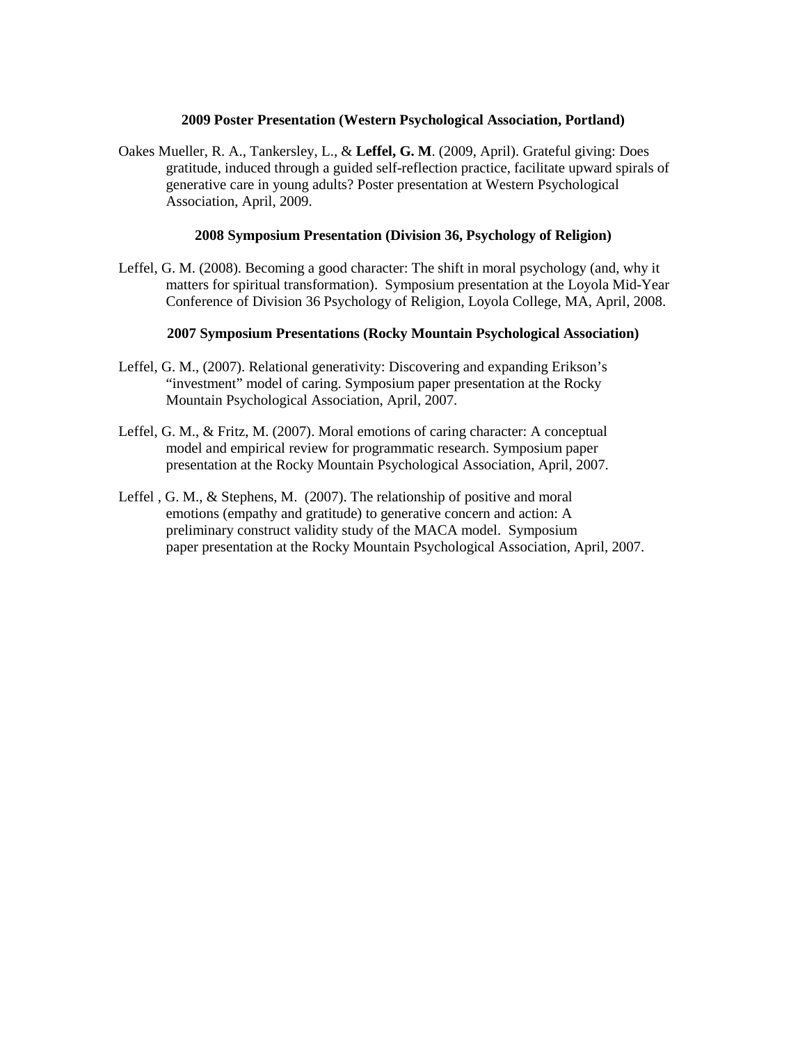**2009 Poster Presentation (Western Psychological Association, Portland)**

Oakes Mueller, R. A., Tankersley, L., & **Leffel, G. M**. (2009, April). Grateful giving: Does gratitude, induced through a guided self-reflection practice, facilitate upward spirals of generative care in young adults? Poster presentation at Western Psychological Association, April, 2009.

**2008 Symposium Presentation (Division 36, Psychology of Religion)**

Leffel, G. M. (2008). Becoming a good character: The shift in moral psychology (and, why it matters for spiritual transformation). Symposium presentation at the Loyola Mid-Year Conference of Division 36 Psychology of Religion, Loyola College, MA, April, 2008.

**2007 Symposium Presentations (Rocky Mountain Psychological Association)**

Leffel, G. M., (2007). Relational generativity: Discovering and expanding Erikson's "investment" model of caring. Symposium paper presentation at the Rocky Mountain Psychological Association, April, 2007.

Leffel, G. M., & Fritz, M. (2007). Moral emotions of caring character: A conceptual model and empirical review for programmatic research. Symposium paper presentation at the Rocky Mountain Psychological Association, April, 2007.

Leffel , G. M., & Stephens, M. (2007). The relationship of positive and moral emotions (empathy and gratitude) to generative concern and action: A preliminary construct validity study of the MACA model. Symposium paper presentation at the Rocky Mountain Psychological Association, April, 2007.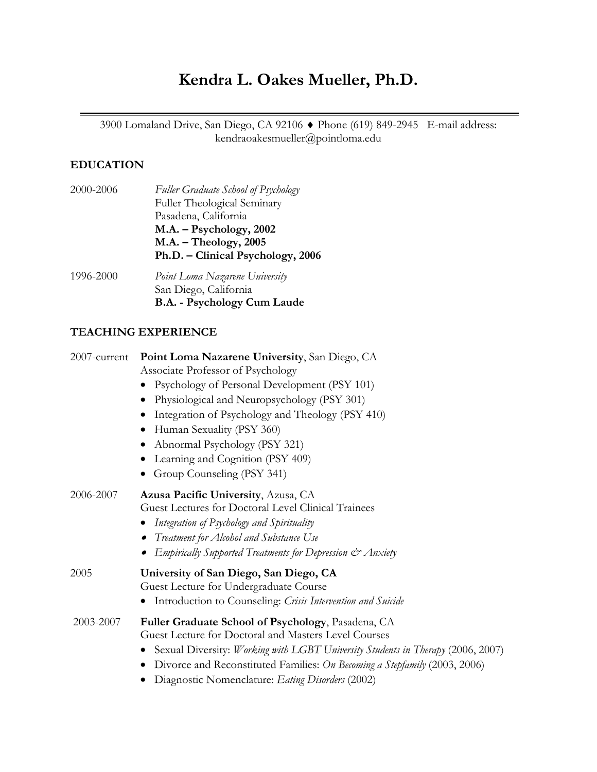# Kendra L. Oakes Mueller, Ph.D.

3900 Lomaland Drive, San Diego, CA 92106 ♦ Phone (619) 849-2945 E-mail address: kendraoakesmueller@pointloma.edu

## EDUCATION

2000-2006 *Fuller Graduate School of Psychology*
Fuller Theological Seminary
Pasadena, California
**M.A. – Psychology, 2002**
**M.A. – Theology, 2005**
**Ph.D. – Clinical Psychology, 2006**

1996-2000 *Point Loma Nazarene University*
San Diego, California
**B.A. - Psychology Cum Laude**

## TEACHING EXPERIENCE

2007-current **Point Loma Nazarene University**, San Diego, CA
Associate Professor of Psychology

- Psychology of Personal Development (PSY 101)
- Physiological and Neuropsychology (PSY 301)
- Integration of Psychology and Theology (PSY 410)
- Human Sexuality (PSY 360)
- Abnormal Psychology (PSY 321)
- Learning and Cognition (PSY 409)
- Group Counseling (PSY 341)

2006-2007 **Azusa Pacific University**, Azusa, CA
Guest Lectures for Doctoral Level Clinical Trainees

- *Integration of Psychology and Spirituality*
- *Treatment for Alcohol and Substance Use*
- *Empirically Supported Treatments for Depression & Anxiety*

2005 **University of San Diego, San Diego, CA**
Guest Lecture for Undergraduate Course

- Introduction to Counseling: *Crisis Intervention and Suicide*

2003-2007 **Fuller Graduate School of Psychology**, Pasadena, CA
Guest Lecture for Doctoral and Masters Level Courses

- Sexual Diversity: *Working with LGBT University Students in Therapy* (2006, 2007)
- Divorce and Reconstituted Families: *On Becoming a Stepfamily* (2003, 2006)
- Diagnostic Nomenclature: *Eating Disorders* (2002)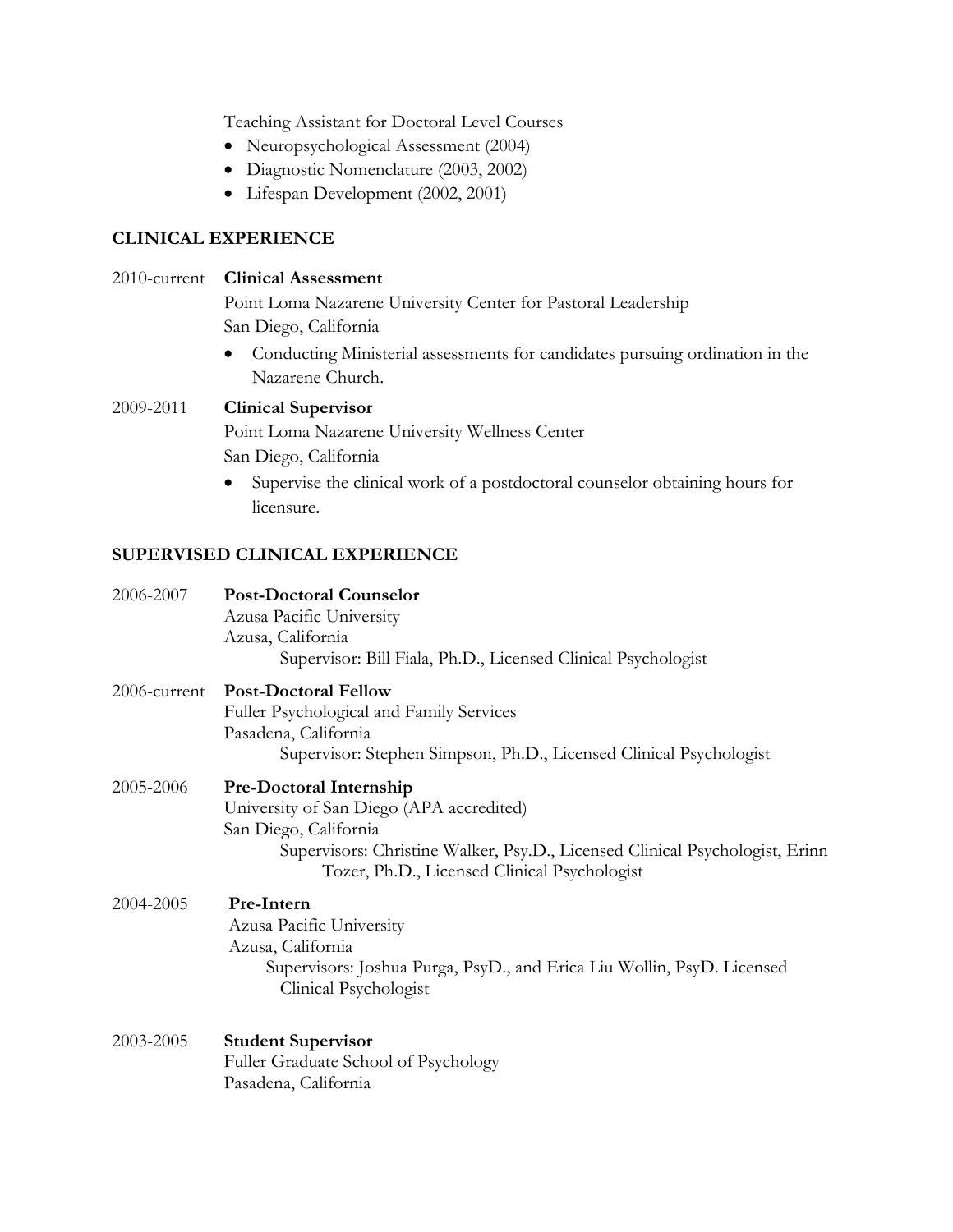Teaching Assistant for Doctoral Level Courses

- Neuropsychological Assessment (2004)
- Diagnostic Nomenclature (2003, 2002)
- Lifespan Development (2002, 2001)

## CLINICAL EXPERIENCE

2010-current **Clinical Assessment**
Point Loma Nazarene University Center for Pastoral Leadership
San Diego, California

- Conducting Ministerial assessments for candidates pursuing ordination in the Nazarene Church.

2009-2011 **Clinical Supervisor**
Point Loma Nazarene University Wellness Center
San Diego, California

- Supervise the clinical work of a postdoctoral counselor obtaining hours for licensure.

## SUPERVISED CLINICAL EXPERIENCE

2006-2007 **Post-Doctoral Counselor**
Azusa Pacific University
Azusa, California
Supervisor: Bill Fiala, Ph.D., Licensed Clinical Psychologist

2006-current **Post-Doctoral Fellow**
Fuller Psychological and Family Services
Pasadena, California
Supervisor: Stephen Simpson, Ph.D., Licensed Clinical Psychologist

2005-2006 **Pre-Doctoral Internship**
University of San Diego (APA accredited)
San Diego, California
Supervisors: Christine Walker, Psy.D., Licensed Clinical Psychologist, Erinn Tozer, Ph.D., Licensed Clinical Psychologist

2004-2005 **Pre-Intern**
Azusa Pacific University
Azusa, California
Supervisors: Joshua Purga, PsyD., and Erica Liu Wollin, PsyD. Licensed Clinical Psychologist

2003-2005 **Student Supervisor**
Fuller Graduate School of Psychology
Pasadena, California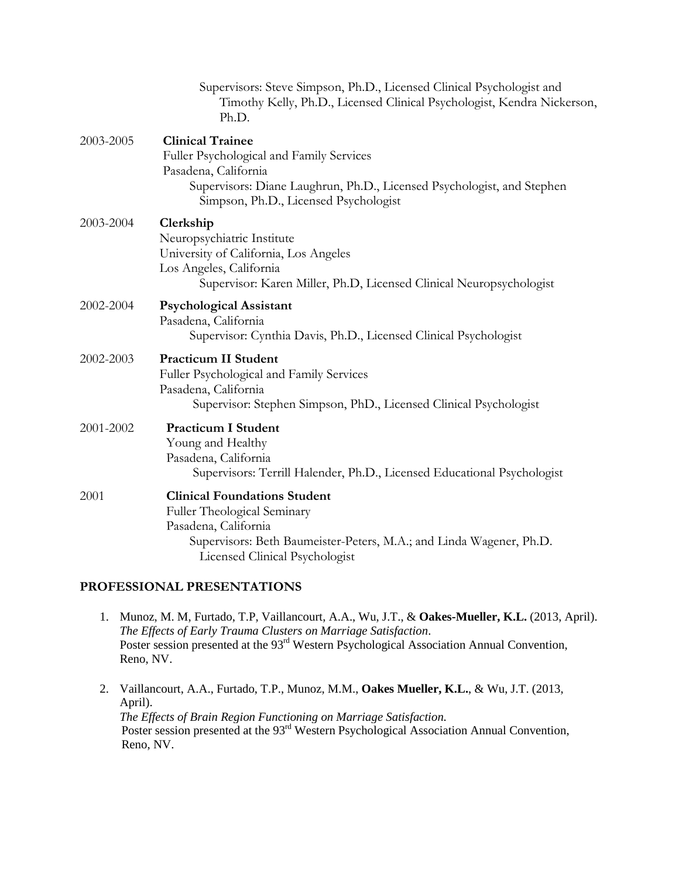Supervisors: Steve Simpson, Ph.D., Licensed Clinical Psychologist and Timothy Kelly, Ph.D., Licensed Clinical Psychologist, Kendra Nickerson, Ph.D.

2003-2005 **Clinical Trainee**
Fuller Psychological and Family Services
Pasadena, California
Supervisors: Diane Laughrun, Ph.D., Licensed Psychologist, and Stephen Simpson, Ph.D., Licensed Psychologist

2003-2004 **Clerkship**
Neuropsychiatric Institute
University of California, Los Angeles
Los Angeles, California
Supervisor: Karen Miller, Ph.D, Licensed Clinical Neuropsychologist

2002-2004 **Psychological Assistant**
Pasadena, California
Supervisor: Cynthia Davis, Ph.D., Licensed Clinical Psychologist

2002-2003 **Practicum II Student**
Fuller Psychological and Family Services
Pasadena, California
Supervisor: Stephen Simpson, PhD., Licensed Clinical Psychologist

2001-2002 **Practicum I Student**
Young and Healthy
Pasadena, California
Supervisors: Terrill Halender, Ph.D., Licensed Educational Psychologist

2001 **Clinical Foundations Student**
Fuller Theological Seminary
Pasadena, California
Supervisors: Beth Baumeister-Peters, M.A.; and Linda Wagener, Ph.D. Licensed Clinical Psychologist

## PROFESSIONAL PRESENTATIONS

1. Munoz, M. M, Furtado, T.P, Vaillancourt, A.A., Wu, J.T., & **Oakes-Mueller, K.L.** (2013, April). *The Effects of Early Trauma Clusters on Marriage Satisfaction*. Poster session presented at the 93rd Western Psychological Association Annual Convention, Reno, NV.

2. Vaillancourt, A.A., Furtado, T.P., Munoz, M.M., **Oakes Mueller, K.L.**, & Wu, J.T. (2013, April). *The Effects of Brain Region Functioning on Marriage Satisfaction.* Poster session presented at the 93rd Western Psychological Association Annual Convention, Reno, NV.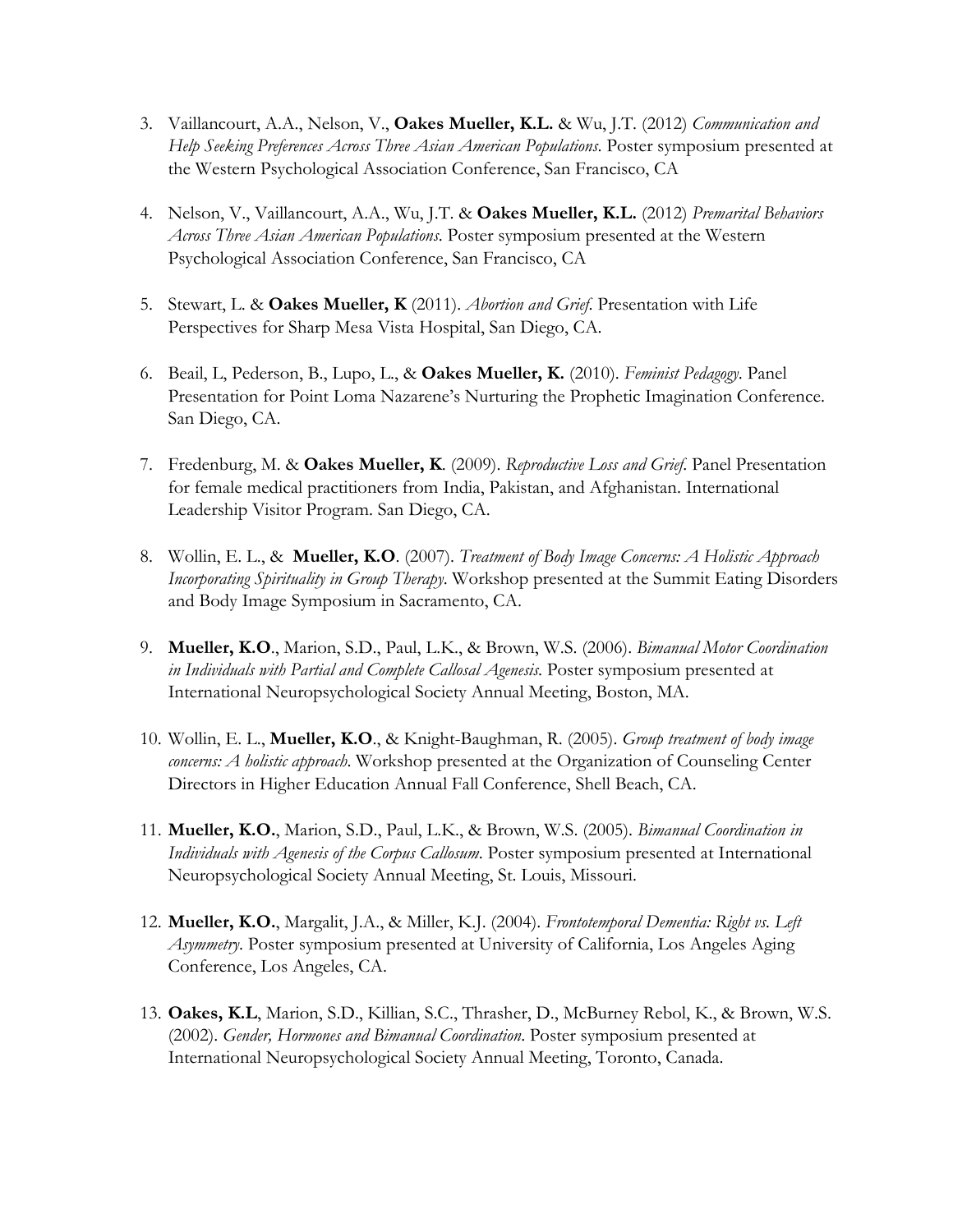3. Vaillancourt, A.A., Nelson, V., **Oakes Mueller, K.L.** & Wu, J.T. (2012) *Communication and Help Seeking Preferences Across Three Asian American Populations.* Poster symposium presented at the Western Psychological Association Conference, San Francisco, CA

4. Nelson, V., Vaillancourt, A.A., Wu, J.T. & **Oakes Mueller, K.L.** (2012) *Premarital Behaviors Across Three Asian American Populations.* Poster symposium presented at the Western Psychological Association Conference, San Francisco, CA

5. Stewart, L. & **Oakes Mueller, K** (2011). *Abortion and Grief.* Presentation with Life Perspectives for Sharp Mesa Vista Hospital, San Diego, CA.

6. Beail, L, Pederson, B., Lupo, L., & **Oakes Mueller, K.** (2010). *Feminist Pedagogy.* Panel Presentation for Point Loma Nazarene's Nurturing the Prophetic Imagination Conference. San Diego, CA.

7. Fredenburg, M. & **Oakes Mueller, K**. (2009). *Reproductive Loss and Grief.* Panel Presentation for female medical practitioners from India, Pakistan, and Afghanistan. International Leadership Visitor Program. San Diego, CA.

8. Wollin, E. L., & **Mueller, K.O**. (2007). *Treatment of Body Image Concerns: A Holistic Approach Incorporating Spirituality in Group Therapy.* Workshop presented at the Summit Eating Disorders and Body Image Symposium in Sacramento, CA.

9. **Mueller, K.O**., Marion, S.D., Paul, L.K., & Brown, W.S. (2006). *Bimanual Motor Coordination in Individuals with Partial and Complete Callosal Agenesis.* Poster symposium presented at International Neuropsychological Society Annual Meeting, Boston, MA.

10. Wollin, E. L., **Mueller, K.O**., & Knight-Baughman, R. (2005). *Group treatment of body image concerns: A holistic approach.* Workshop presented at the Organization of Counseling Center Directors in Higher Education Annual Fall Conference, Shell Beach, CA.

11. **Mueller, K.O.**, Marion, S.D., Paul, L.K., & Brown, W.S. (2005). *Bimanual Coordination in Individuals with Agenesis of the Corpus Callosum.* Poster symposium presented at International Neuropsychological Society Annual Meeting, St. Louis, Missouri.

12. **Mueller, K.O.**, Margalit, J.A., & Miller, K.J. (2004). *Frontotemporal Dementia: Right vs. Left Asymmetry.* Poster symposium presented at University of California, Los Angeles Aging Conference, Los Angeles, CA.

13. **Oakes, K.L**, Marion, S.D., Killian, S.C., Thrasher, D., McBurney Rebol, K., & Brown, W.S. (2002). *Gender, Hormones and Bimanual Coordination.* Poster symposium presented at International Neuropsychological Society Annual Meeting, Toronto, Canada.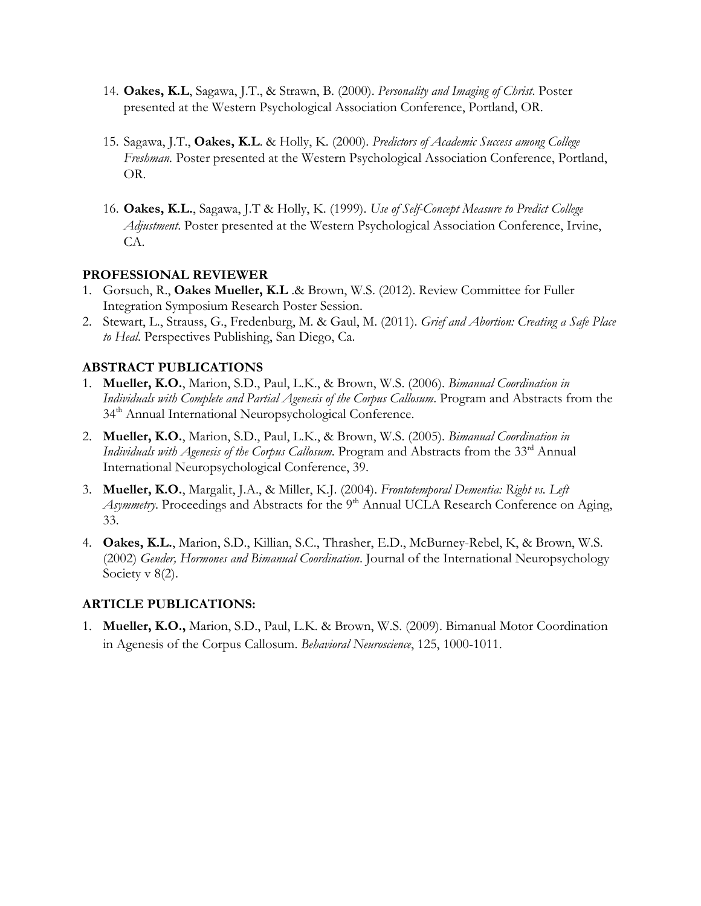14. **Oakes, K.L**, Sagawa, J.T., & Strawn, B. (2000). *Personality and Imaging of Christ*. Poster presented at the Western Psychological Association Conference, Portland, OR.

15. Sagawa, J.T., **Oakes, K.L**. & Holly, K. (2000). *Predictors of Academic Success among College Freshman.* Poster presented at the Western Psychological Association Conference, Portland, OR.

16. **Oakes, K.L.**, Sagawa, J.T & Holly, K. (1999). *Use of Self-Concept Measure to Predict College Adjustment*. Poster presented at the Western Psychological Association Conference, Irvine, CA.

## PROFESSIONAL REVIEWER

1. Gorsuch, R., **Oakes Mueller, K.L** .& Brown, W.S. (2012). Review Committee for Fuller Integration Symposium Research Poster Session.
2. Stewart, L., Strauss, G., Fredenburg, M. & Gaul, M. (2011). *Grief and Abortion: Creating a Safe Place to Heal*. Perspectives Publishing, San Diego, Ca.

## ABSTRACT PUBLICATIONS

1. **Mueller, K.O.**, Marion, S.D., Paul, L.K., & Brown, W.S. (2006). *Bimanual Coordination in Individuals with Complete and Partial Agenesis of the Corpus Callosum*. Program and Abstracts from the 34th Annual International Neuropsychological Conference.
2. **Mueller, K.O.**, Marion, S.D., Paul, L.K., & Brown, W.S. (2005). *Bimanual Coordination in Individuals with Agenesis of the Corpus Callosum*. Program and Abstracts from the 33rd Annual International Neuropsychological Conference, 39.
3. **Mueller, K.O.**, Margalit, J.A., & Miller, K.J. (2004). *Frontotemporal Dementia: Right vs. Left Asymmetry*. Proceedings and Abstracts for the 9th Annual UCLA Research Conference on Aging, 33.
4. **Oakes, K.L.**, Marion, S.D., Killian, S.C., Thrasher, E.D., McBurney-Rebel, K, & Brown, W.S. (2002) *Gender, Hormones and Bimanual Coordination*. Journal of the International Neuropsychology Society v 8(2).

## ARTICLE PUBLICATIONS:

1. **Mueller, K.O.,** Marion, S.D., Paul, L.K. & Brown, W.S. (2009). Bimanual Motor Coordination in Agenesis of the Corpus Callosum. *Behavioral Neuroscience*, 125, 1000-1011.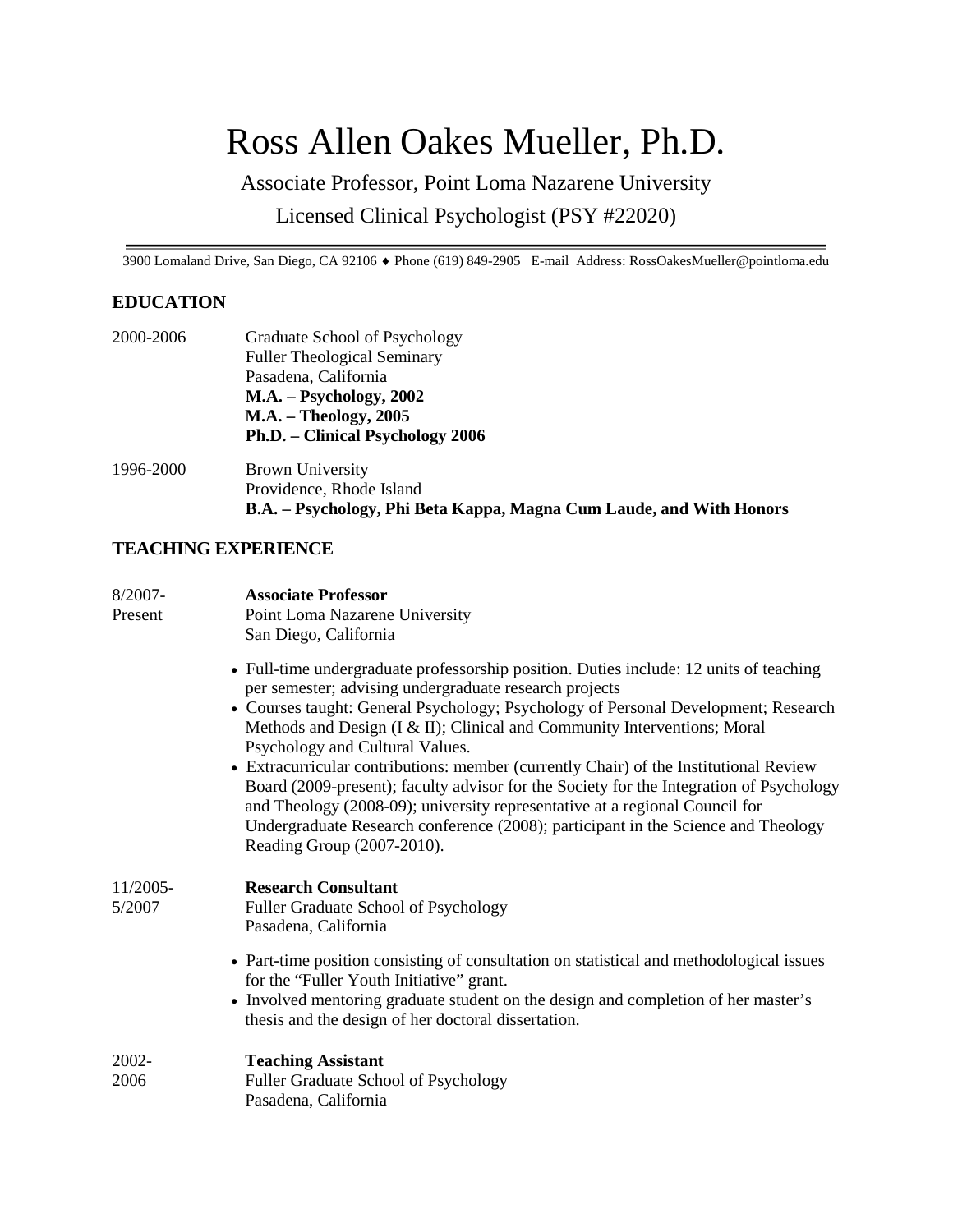# Ross Allen Oakes Mueller, Ph.D.

Associate Professor, Point Loma Nazarene University

Licensed Clinical Psychologist (PSY #22020)

---

3900 Lomaland Drive, San Diego, CA 92106 ♦ Phone (619) 849-2905 E-mail Address: RossOakesMueller@pointloma.edu

## EDUCATION

2000-2006 Graduate School of Psychology
Fuller Theological Seminary
Pasadena, California
**M.A. – Psychology, 2002**
**M.A. – Theology, 2005**
**Ph.D. – Clinical Psychology 2006**

1996-2000 Brown University
Providence, Rhode Island
**B.A. – Psychology, Phi Beta Kappa, Magna Cum Laude, and With Honors**

## TEACHING EXPERIENCE

8/2007-Present **Associate Professor**
Point Loma Nazarene University
San Diego, California

- Full-time undergraduate professorship position. Duties include: 12 units of teaching per semester; advising undergraduate research projects
- Courses taught: General Psychology; Psychology of Personal Development; Research Methods and Design (I & II); Clinical and Community Interventions; Moral Psychology and Cultural Values.
- Extracurricular contributions: member (currently Chair) of the Institutional Review Board (2009-present); faculty advisor for the Society for the Integration of Psychology and Theology (2008-09); university representative at a regional Council for Undergraduate Research conference (2008); participant in the Science and Theology Reading Group (2007-2010).

11/2005-5/2007 **Research Consultant**
Fuller Graduate School of Psychology
Pasadena, California

- Part-time position consisting of consultation on statistical and methodological issues for the "Fuller Youth Initiative" grant.
- Involved mentoring graduate student on the design and completion of her master's thesis and the design of her doctoral dissertation.

2002-2006 **Teaching Assistant**
Fuller Graduate School of Psychology
Pasadena, California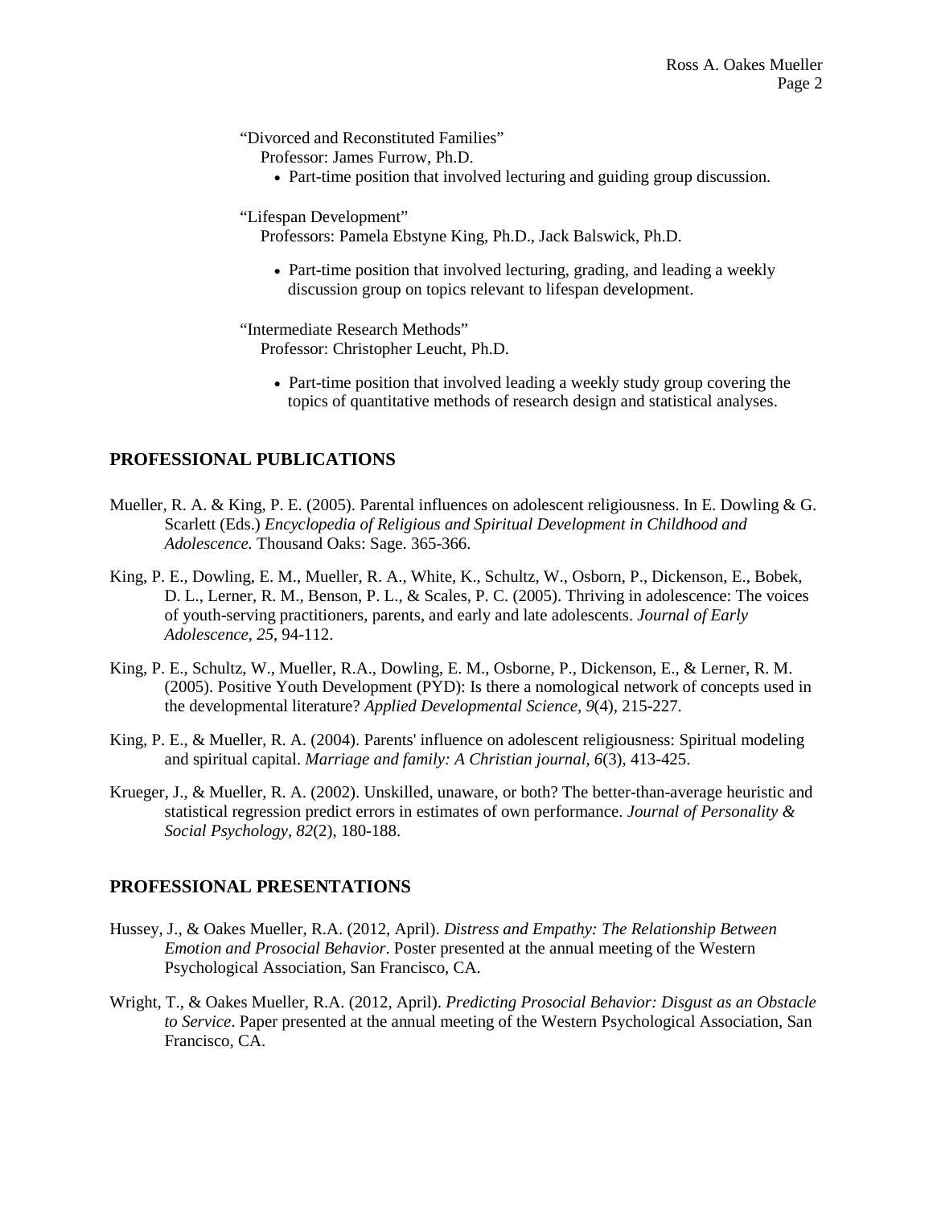"Divorced and Reconstituted Families"
Professor: James Furrow, Ph.D.

- Part-time position that involved lecturing and guiding group discussion.

"Lifespan Development"
Professors: Pamela Ebstyne King, Ph.D., Jack Balswick, Ph.D.

- Part-time position that involved lecturing, grading, and leading a weekly discussion group on topics relevant to lifespan development.

"Intermediate Research Methods"
Professor: Christopher Leucht, Ph.D.

- Part-time position that involved leading a weekly study group covering the topics of quantitative methods of research design and statistical analyses.

## PROFESSIONAL PUBLICATIONS

Mueller, R. A. & King, P. E. (2005). Parental influences on adolescent religiousness. In E. Dowling & G. Scarlett (Eds.) *Encyclopedia of Religious and Spiritual Development in Childhood and Adolescence.* Thousand Oaks: Sage. 365-366.

King, P. E., Dowling, E. M., Mueller, R. A., White, K., Schultz, W., Osborn, P., Dickenson, E., Bobek, D. L., Lerner, R. M., Benson, P. L., & Scales, P. C. (2005). Thriving in adolescence: The voices of youth-serving practitioners, parents, and early and late adolescents. *Journal of Early Adolescence, 25*, 94-112.

King, P. E., Schultz, W., Mueller, R.A., Dowling, E. M., Osborne, P., Dickenson, E., & Lerner, R. M. (2005). Positive Youth Development (PYD): Is there a nomological network of concepts used in the developmental literature? *Applied Developmental Science, 9*(4), 215-227.

King, P. E., & Mueller, R. A. (2004). Parents' influence on adolescent religiousness: Spiritual modeling and spiritual capital. *Marriage and family: A Christian journal, 6*(3), 413-425.

Krueger, J., & Mueller, R. A. (2002). Unskilled, unaware, or both? The better-than-average heuristic and statistical regression predict errors in estimates of own performance. *Journal of Personality & Social Psychology, 82*(2), 180-188.

## PROFESSIONAL PRESENTATIONS

Hussey, J., & Oakes Mueller, R.A. (2012, April). *Distress and Empathy: The Relationship Between Emotion and Prosocial Behavior*. Poster presented at the annual meeting of the Western Psychological Association, San Francisco, CA.

Wright, T., & Oakes Mueller, R.A. (2012, April). *Predicting Prosocial Behavior: Disgust as an Obstacle to Service*. Paper presented at the annual meeting of the Western Psychological Association, San Francisco, CA.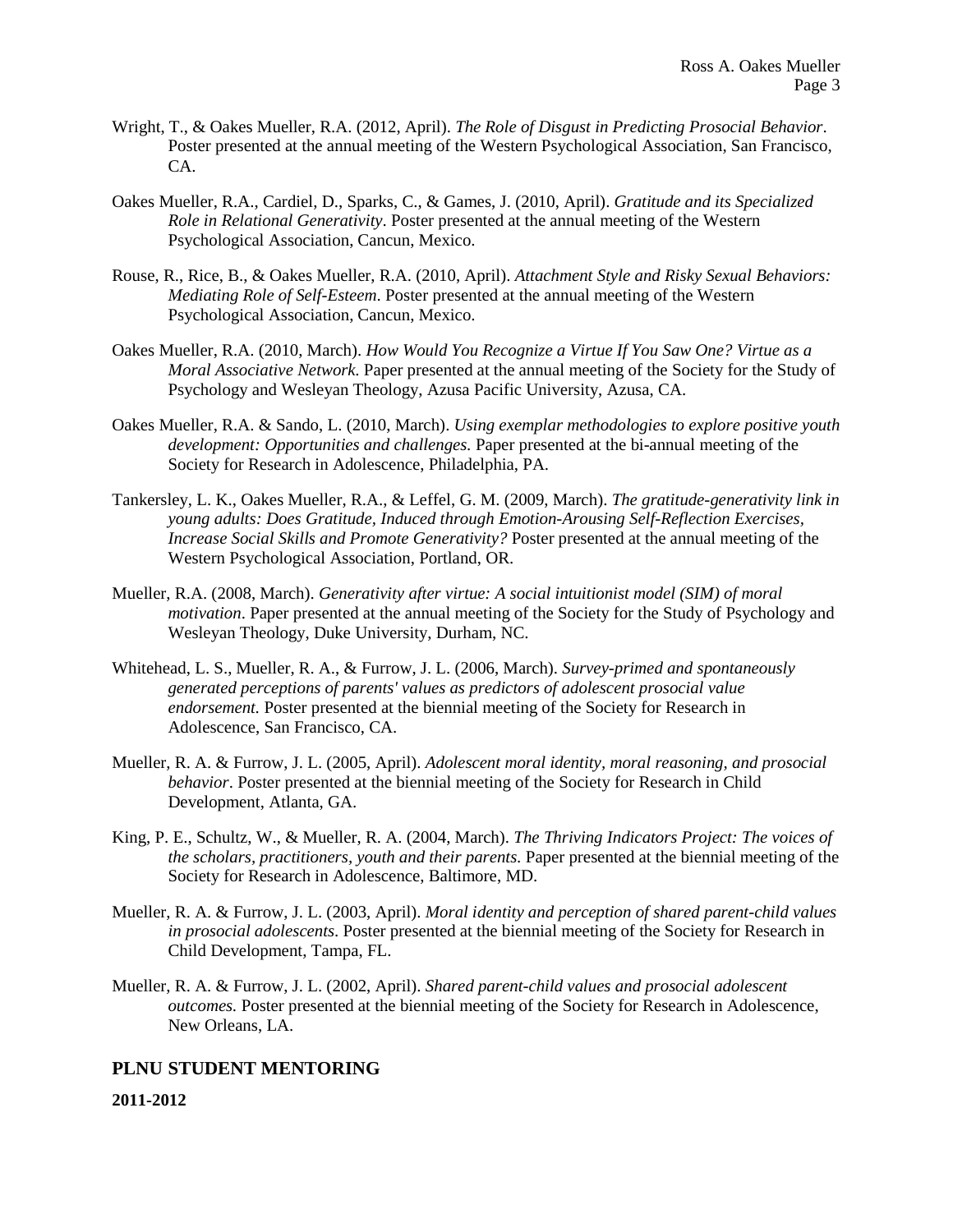Wright, T., & Oakes Mueller, R.A. (2012, April). *The Role of Disgust in Predicting Prosocial Behavior*. Poster presented at the annual meeting of the Western Psychological Association, San Francisco, CA.

Oakes Mueller, R.A., Cardiel, D., Sparks, C., & Games, J. (2010, April). *Gratitude and its Specialized Role in Relational Generativity*. Poster presented at the annual meeting of the Western Psychological Association, Cancun, Mexico.

Rouse, R., Rice, B., & Oakes Mueller, R.A. (2010, April). *Attachment Style and Risky Sexual Behaviors: Mediating Role of Self-Esteem*. Poster presented at the annual meeting of the Western Psychological Association, Cancun, Mexico.

Oakes Mueller, R.A. (2010, March). *How Would You Recognize a Virtue If You Saw One? Virtue as a Moral Associative Network.* Paper presented at the annual meeting of the Society for the Study of Psychology and Wesleyan Theology, Azusa Pacific University, Azusa, CA.

Oakes Mueller, R.A. & Sando, L. (2010, March). *Using exemplar methodologies to explore positive youth development: Opportunities and challenges.* Paper presented at the bi-annual meeting of the Society for Research in Adolescence, Philadelphia, PA.

Tankersley, L. K., Oakes Mueller, R.A., & Leffel, G. M. (2009, March). *The gratitude-generativity link in young adults: Does Gratitude, Induced through Emotion-Arousing Self-Reflection Exercises, Increase Social Skills and Promote Generativity?* Poster presented at the annual meeting of the Western Psychological Association, Portland, OR.

Mueller, R.A. (2008, March). *Generativity after virtue: A social intuitionist model (SIM) of moral motivation*. Paper presented at the annual meeting of the Society for the Study of Psychology and Wesleyan Theology, Duke University, Durham, NC.

Whitehead, L. S., Mueller, R. A., & Furrow, J. L. (2006, March). *Survey-primed and spontaneously generated perceptions of parents' values as predictors of adolescent prosocial value endorsement.* Poster presented at the biennial meeting of the Society for Research in Adolescence, San Francisco, CA.

Mueller, R. A. & Furrow, J. L. (2005, April). *Adolescent moral identity, moral reasoning, and prosocial behavior*. Poster presented at the biennial meeting of the Society for Research in Child Development, Atlanta, GA.

King, P. E., Schultz, W., & Mueller, R. A. (2004, March). *The Thriving Indicators Project: The voices of the scholars, practitioners, youth and their parents.* Paper presented at the biennial meeting of the Society for Research in Adolescence, Baltimore, MD.

Mueller, R. A. & Furrow, J. L. (2003, April). *Moral identity and perception of shared parent-child values in prosocial adolescents*. Poster presented at the biennial meeting of the Society for Research in Child Development, Tampa, FL.

Mueller, R. A. & Furrow, J. L. (2002, April). *Shared parent-child values and prosocial adolescent outcomes.* Poster presented at the biennial meeting of the Society for Research in Adolescence, New Orleans, LA.

## PLNU STUDENT MENTORING

**2011-2012**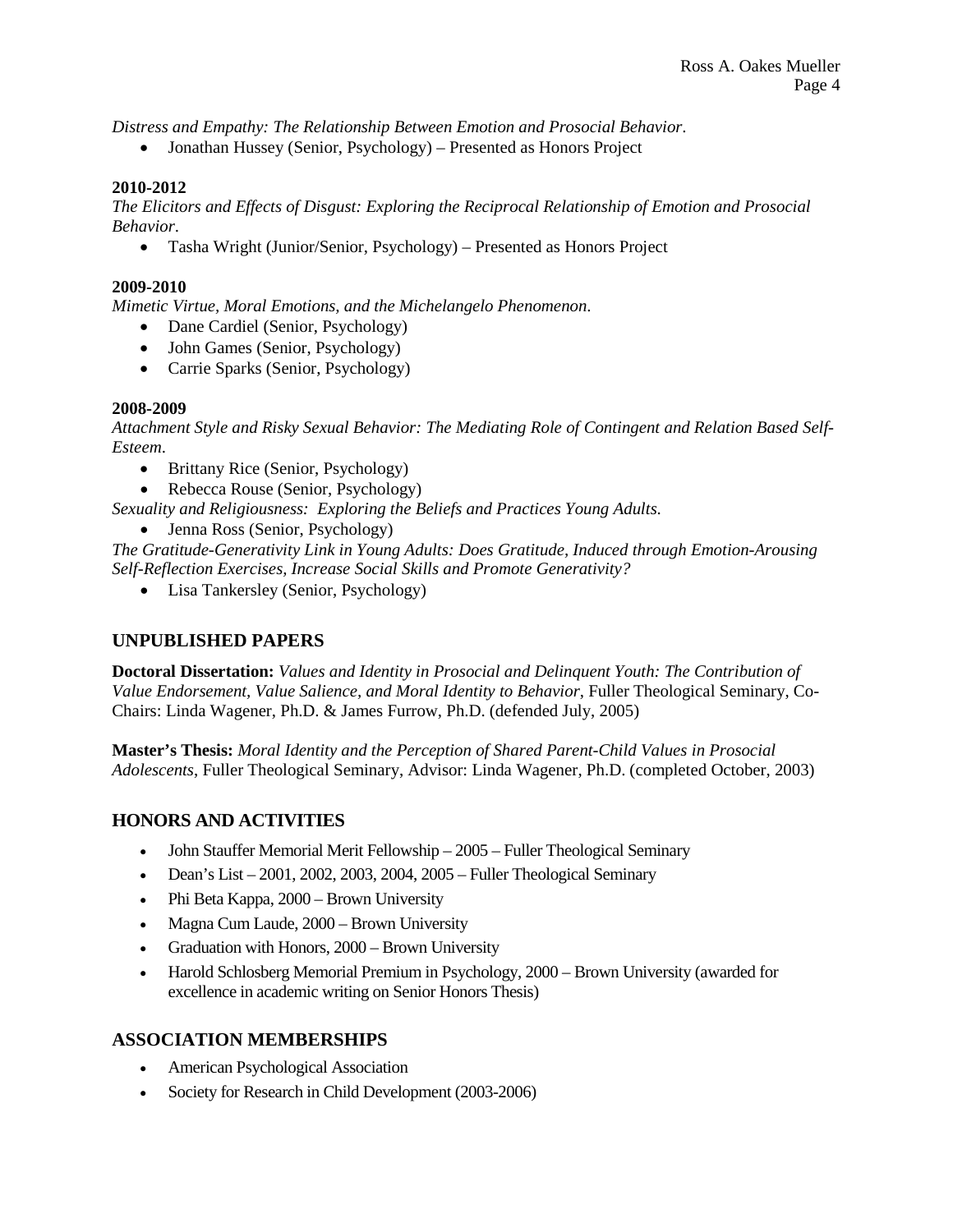*Distress and Empathy: The Relationship Between Emotion and Prosocial Behavior*.

- Jonathan Hussey (Senior, Psychology) – Presented as Honors Project

**2010-2012**

*The Elicitors and Effects of Disgust: Exploring the Reciprocal Relationship of Emotion and Prosocial Behavior*.

- Tasha Wright (Junior/Senior, Psychology) – Presented as Honors Project

**2009-2010**

*Mimetic Virtue, Moral Emotions, and the Michelangelo Phenomenon*.

- Dane Cardiel (Senior, Psychology)
- John Games (Senior, Psychology)
- Carrie Sparks (Senior, Psychology)

**2008-2009**

*Attachment Style and Risky Sexual Behavior: The Mediating Role of Contingent and Relation Based Self-Esteem*.

- Brittany Rice (Senior, Psychology)
- Rebecca Rouse (Senior, Psychology)

*Sexuality and Religiousness: Exploring the Beliefs and Practices Young Adults.*

- Jenna Ross (Senior, Psychology)

*The Gratitude-Generativity Link in Young Adults: Does Gratitude, Induced through Emotion-Arousing Self-Reflection Exercises, Increase Social Skills and Promote Generativity?*

- Lisa Tankersley (Senior, Psychology)

## UNPUBLISHED PAPERS

**Doctoral Dissertation:** *Values and Identity in Prosocial and Delinquent Youth: The Contribution of Value Endorsement, Value Salience, and Moral Identity to Behavior*, Fuller Theological Seminary, Co-Chairs: Linda Wagener, Ph.D. & James Furrow, Ph.D. (defended July, 2005)

**Master's Thesis:** *Moral Identity and the Perception of Shared Parent-Child Values in Prosocial Adolescents*, Fuller Theological Seminary, Advisor: Linda Wagener, Ph.D. (completed October, 2003)

## HONORS AND ACTIVITIES

- John Stauffer Memorial Merit Fellowship – 2005 – Fuller Theological Seminary
- Dean's List – 2001, 2002, 2003, 2004, 2005 – Fuller Theological Seminary
- Phi Beta Kappa, 2000 – Brown University
- Magna Cum Laude, 2000 – Brown University
- Graduation with Honors, 2000 – Brown University
- Harold Schlosberg Memorial Premium in Psychology, 2000 – Brown University (awarded for excellence in academic writing on Senior Honors Thesis)

## ASSOCIATION MEMBERSHIPS

- American Psychological Association
- Society for Research in Child Development (2003-2006)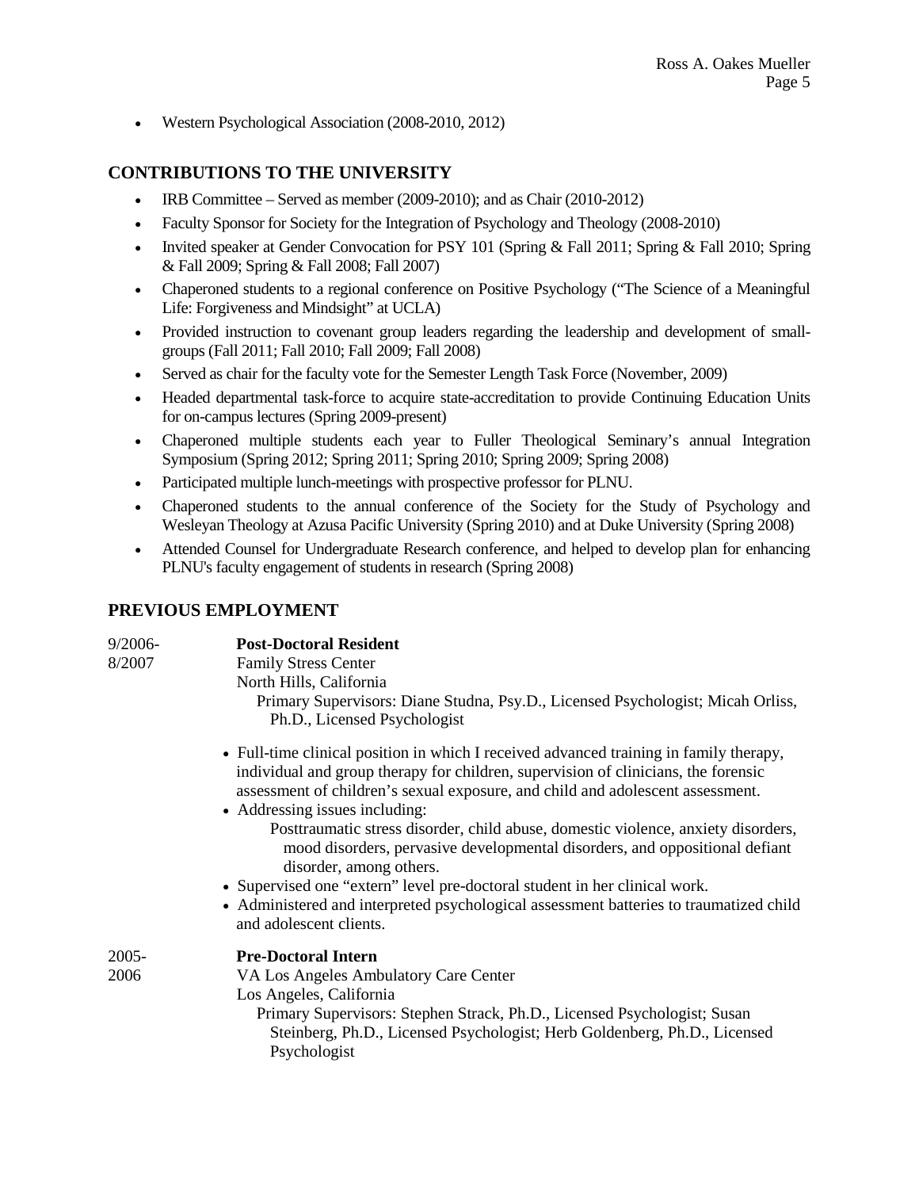- Western Psychological Association (2008-2010, 2012)

## CONTRIBUTIONS TO THE UNIVERSITY

- IRB Committee – Served as member (2009-2010); and as Chair (2010-2012)
- Faculty Sponsor for Society for the Integration of Psychology and Theology (2008-2010)
- Invited speaker at Gender Convocation for PSY 101 (Spring & Fall 2011; Spring & Fall 2010; Spring & Fall 2009; Spring & Fall 2008; Fall 2007)
- Chaperoned students to a regional conference on Positive Psychology ("The Science of a Meaningful Life: Forgiveness and Mindsight" at UCLA)
- Provided instruction to covenant group leaders regarding the leadership and development of small-groups (Fall 2011; Fall 2010; Fall 2009; Fall 2008)
- Served as chair for the faculty vote for the Semester Length Task Force (November, 2009)
- Headed departmental task-force to acquire state-accreditation to provide Continuing Education Units for on-campus lectures (Spring 2009-present)
- Chaperoned multiple students each year to Fuller Theological Seminary's annual Integration Symposium (Spring 2012; Spring 2011; Spring 2010; Spring 2009; Spring 2008)
- Participated multiple lunch-meetings with prospective professor for PLNU.
- Chaperoned students to the annual conference of the Society for the Study of Psychology and Wesleyan Theology at Azusa Pacific University (Spring 2010) and at Duke University (Spring 2008)
- Attended Counsel for Undergraduate Research conference, and helped to develop plan for enhancing PLNU's faculty engagement of students in research (Spring 2008)

## PREVIOUS EMPLOYMENT

9/2006-8/2007 **Post-Doctoral Resident**
Family Stress Center
North Hills, California
Primary Supervisors: Diane Studna, Psy.D., Licensed Psychologist; Micah Orliss, Ph.D., Licensed Psychologist

- Full-time clinical position in which I received advanced training in family therapy, individual and group therapy for children, supervision of clinicians, the forensic assessment of children's sexual exposure, and child and adolescent assessment.
- Addressing issues including:
  Posttraumatic stress disorder, child abuse, domestic violence, anxiety disorders, mood disorders, pervasive developmental disorders, and oppositional defiant disorder, among others.
- Supervised one "extern" level pre-doctoral student in her clinical work.
- Administered and interpreted psychological assessment batteries to traumatized child and adolescent clients.

2005-2006 **Pre-Doctoral Intern**
VA Los Angeles Ambulatory Care Center
Los Angeles, California
Primary Supervisors: Stephen Strack, Ph.D., Licensed Psychologist; Susan Steinberg, Ph.D., Licensed Psychologist; Herb Goldenberg, Ph.D., Licensed Psychologist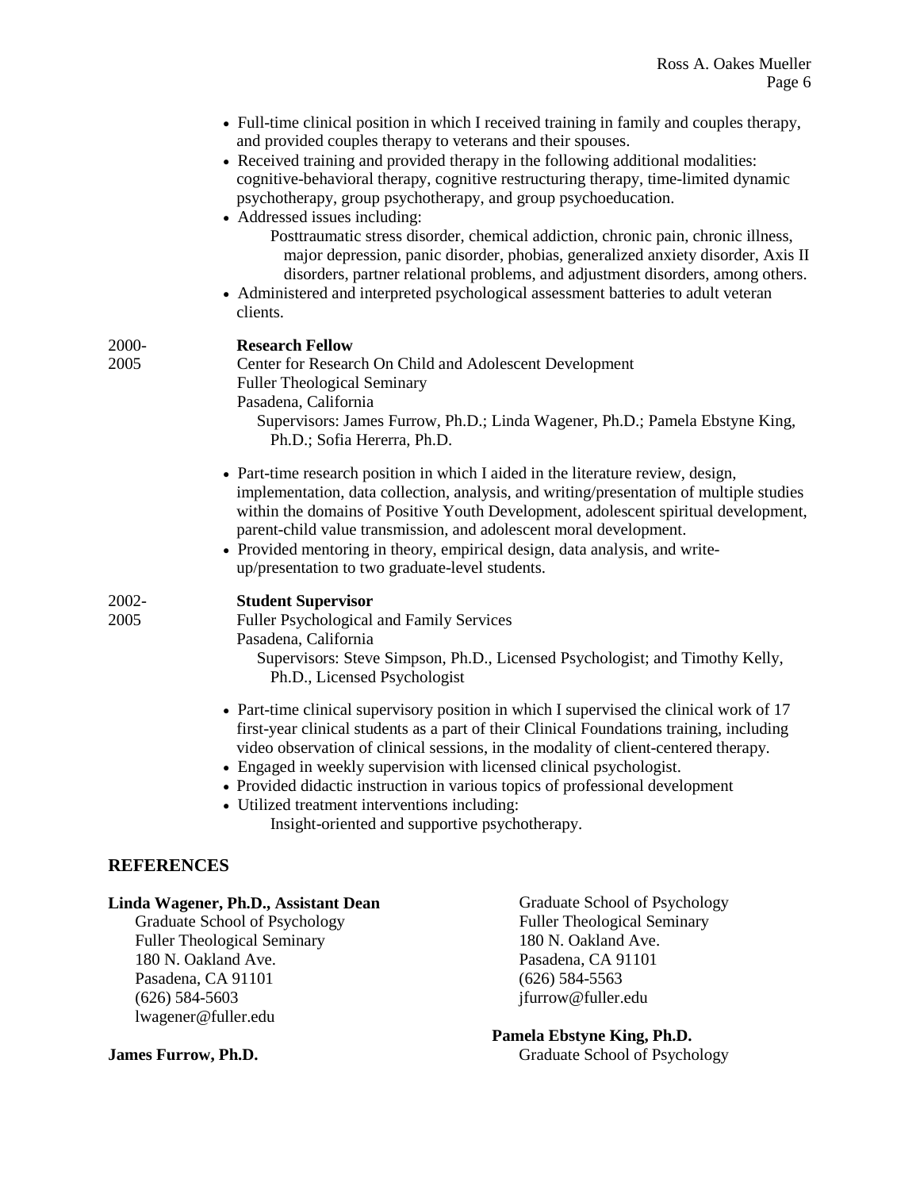- Full-time clinical position in which I received training in family and couples therapy, and provided couples therapy to veterans and their spouses.
- Received training and provided therapy in the following additional modalities: cognitive-behavioral therapy, cognitive restructuring therapy, time-limited dynamic psychotherapy, group psychotherapy, and group psychoeducation.
- Addressed issues including:
  Posttraumatic stress disorder, chemical addiction, chronic pain, chronic illness, major depression, panic disorder, phobias, generalized anxiety disorder, Axis II disorders, partner relational problems, and adjustment disorders, among others.
- Administered and interpreted psychological assessment batteries to adult veteran clients.

2000-2005 **Research Fellow**
Center for Research On Child and Adolescent Development
Fuller Theological Seminary
Pasadena, California
Supervisors: James Furrow, Ph.D.; Linda Wagener, Ph.D.; Pamela Ebstyne King, Ph.D.; Sofia Hererra, Ph.D.

- Part-time research position in which I aided in the literature review, design, implementation, data collection, analysis, and writing/presentation of multiple studies within the domains of Positive Youth Development, adolescent spiritual development, parent-child value transmission, and adolescent moral development.
- Provided mentoring in theory, empirical design, data analysis, and write-up/presentation to two graduate-level students.

2002-2005 **Student Supervisor**
Fuller Psychological and Family Services
Pasadena, California
Supervisors: Steve Simpson, Ph.D., Licensed Psychologist; and Timothy Kelly, Ph.D., Licensed Psychologist

- Part-time clinical supervisory position in which I supervised the clinical work of 17 first-year clinical students as a part of their Clinical Foundations training, including video observation of clinical sessions, in the modality of client-centered therapy.
- Engaged in weekly supervision with licensed clinical psychologist.
- Provided didactic instruction in various topics of professional development
- Utilized treatment interventions including:
  Insight-oriented and supportive psychotherapy.

## REFERENCES

**Linda Wagener, Ph.D., Assistant Dean**
Graduate School of Psychology
Fuller Theological Seminary
180 N. Oakland Ave.
Pasadena, CA 91101
(626) 584-5603
lwagener@fuller.edu

**James Furrow, Ph.D.**
Graduate School of Psychology
Fuller Theological Seminary
180 N. Oakland Ave.
Pasadena, CA 91101
(626) 584-5563
jfurrow@fuller.edu

**Pamela Ebstyne King, Ph.D.**
Graduate School of Psychology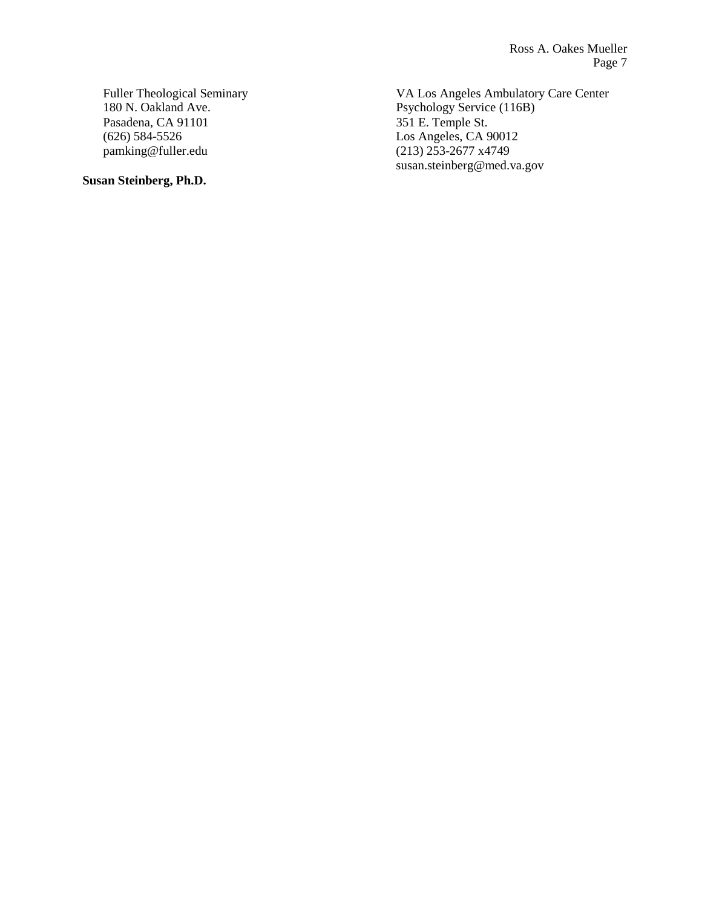Fuller Theological Seminary
180 N. Oakland Ave.
Pasadena, CA 91101
(626) 584-5526
pamking@fuller.edu

**Susan Steinberg, Ph.D.**

VA Los Angeles Ambulatory Care Center
Psychology Service (116B)
351 E. Temple St.
Los Angeles, CA 90012
(213) 253-2677 x4749
susan.steinberg@med.va.gov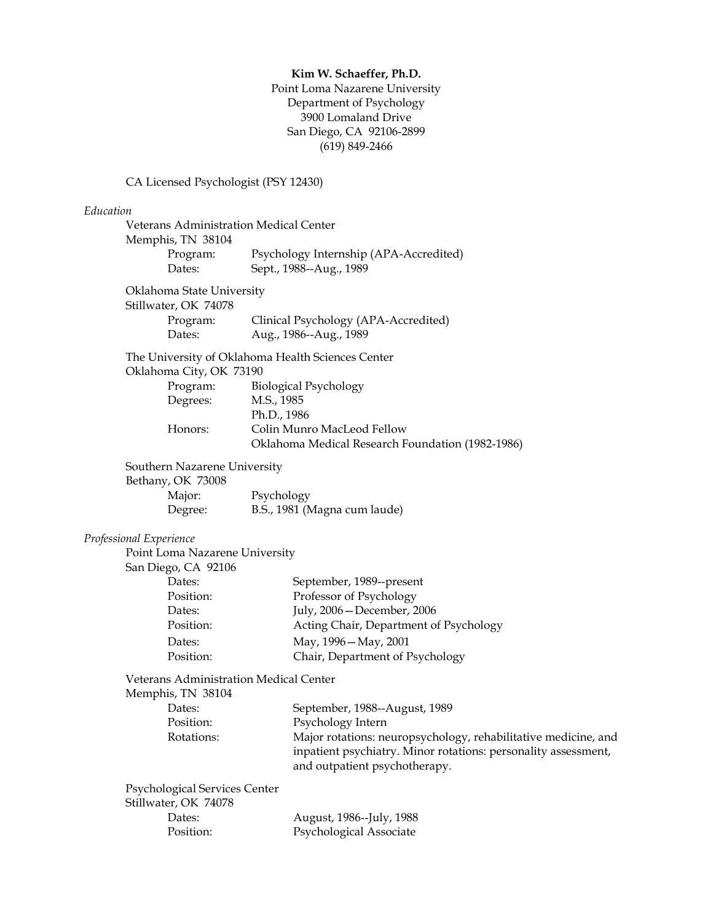**Kim W. Schaeffer, Ph.D.**
Point Loma Nazarene University
Department of Psychology
3900 Lomaland Drive
San Diego, CA 92106-2899
(619) 849-2466

CA Licensed Psychologist (PSY 12430)

*Education*

Veterans Administration Medical Center
Memphis, TN 38104

| | |
|---|---|
| Program: | Psychology Internship (APA-Accredited) |
| Dates: | Sept., 1988--Aug., 1989 |

Oklahoma State University
Stillwater, OK 74078

| | |
|---|---|
| Program: | Clinical Psychology (APA-Accredited) |
| Dates: | Aug., 1986--Aug., 1989 |

The University of Oklahoma Health Sciences Center
Oklahoma City, OK 73190

| | |
|---|---|
| Program: | Biological Psychology |
| Degrees: | M.S., 1985<br>Ph.D., 1986 |
| Honors: | Colin Munro MacLeod Fellow<br>Oklahoma Medical Research Foundation (1982-1986) |

Southern Nazarene University
Bethany, OK 73008

| | |
|---|---|
| Major: | Psychology |
| Degree: | B.S., 1981 (Magna cum laude) |

*Professional Experience*

Point Loma Nazarene University
San Diego, CA 92106

| | |
|---|---|
| Dates: | September, 1989--present |
| Position: | Professor of Psychology |
| Dates: | July, 2006—December, 2006 |
| Position: | Acting Chair, Department of Psychology |
| Dates: | May, 1996—May, 2001 |
| Position: | Chair, Department of Psychology |

Veterans Administration Medical Center
Memphis, TN 38104

| | |
|---|---|
| Dates: | September, 1988--August, 1989 |
| Position: | Psychology Intern |
| Rotations: | Major rotations: neuropsychology, rehabilitative medicine, and inpatient psychiatry. Minor rotations: personality assessment, and outpatient psychotherapy. |

Psychological Services Center
Stillwater, OK 74078

| | |
|---|---|
| Dates: | August, 1986--July, 1988 |
| Position: | Psychological Associate |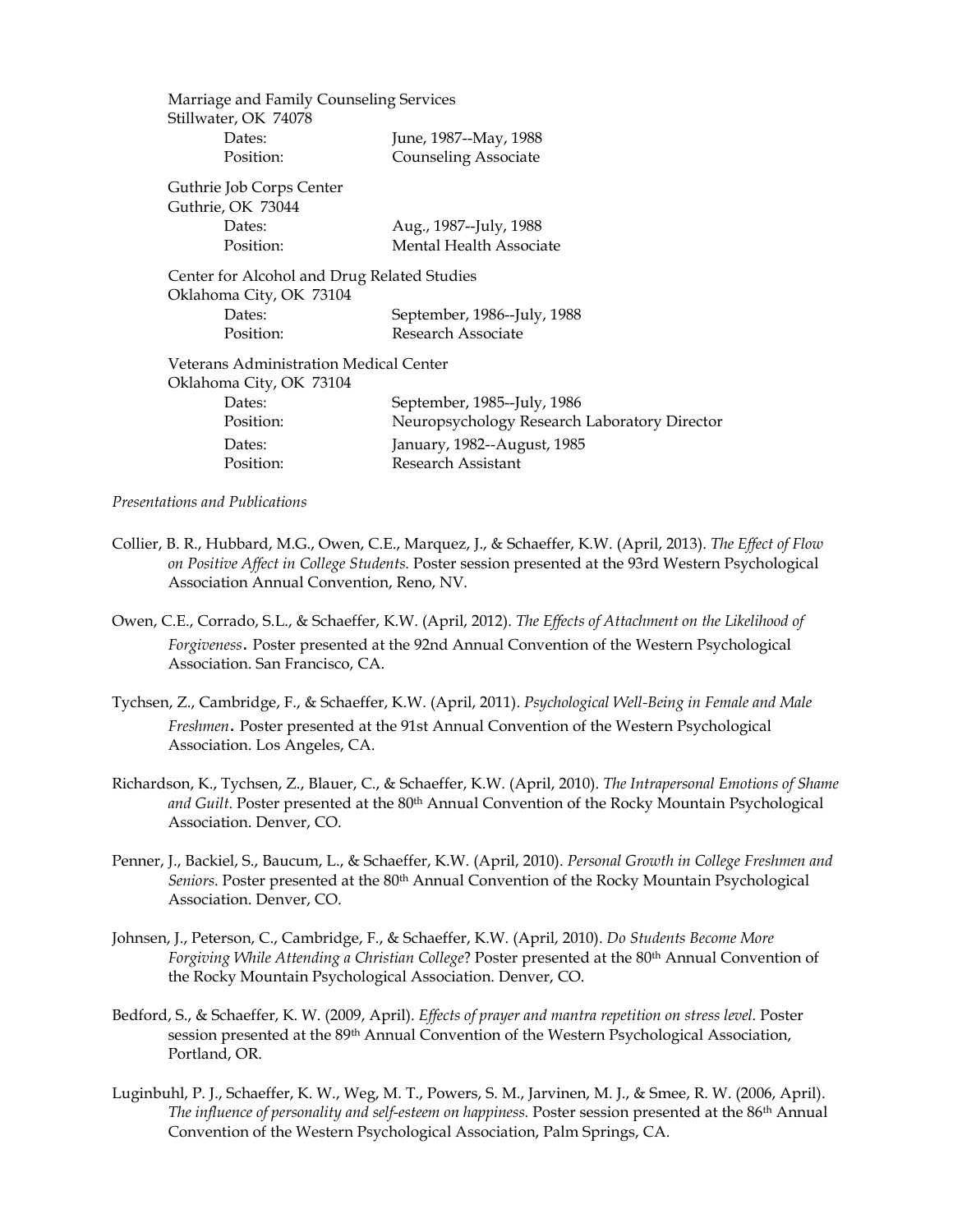Marriage and Family Counseling Services
Stillwater, OK 74078

| | |
|---|---|
| Dates: | June, 1987--May, 1988 |
| Position: | Counseling Associate |

Guthrie Job Corps Center
Guthrie, OK 73044

| | |
|---|---|
| Dates: | Aug., 1987--July, 1988 |
| Position: | Mental Health Associate |

Center for Alcohol and Drug Related Studies
Oklahoma City, OK 73104

| | |
|---|---|
| Dates: | September, 1986--July, 1988 |
| Position: | Research Associate |

Veterans Administration Medical Center
Oklahoma City, OK 73104

| | |
|---|---|
| Dates: | September, 1985--July, 1986 |
| Position: | Neuropsychology Research Laboratory Director |
| Dates: | January, 1982--August, 1985 |
| Position: | Research Assistant |

*Presentations and Publications*

Collier, B. R., Hubbard, M.G., Owen, C.E., Marquez, J., & Schaeffer, K.W. (April, 2013). *The Effect of Flow on Positive Affect in College Students.* Poster session presented at the 93rd Western Psychological Association Annual Convention, Reno, NV.

Owen, C.E., Corrado, S.L., & Schaeffer, K.W. (April, 2012). *The Effects of Attachment on the Likelihood of Forgiveness***.** Poster presented at the 92nd Annual Convention of the Western Psychological Association. San Francisco, CA.

Tychsen, Z., Cambridge, F., & Schaeffer, K.W. (April, 2011). *Psychological Well-Being in Female and Male Freshmen***.** Poster presented at the 91st Annual Convention of the Western Psychological Association. Los Angeles, CA.

Richardson, K., Tychsen, Z., Blauer, C., & Schaeffer, K.W. (April, 2010). *The Intrapersonal Emotions of Shame and Guilt.* Poster presented at the 80th Annual Convention of the Rocky Mountain Psychological Association. Denver, CO.

Penner, J., Backiel, S., Baucum, L., & Schaeffer, K.W. (April, 2010). *Personal Growth in College Freshmen and Seniors*. Poster presented at the 80th Annual Convention of the Rocky Mountain Psychological Association. Denver, CO.

Johnsen, J., Peterson, C., Cambridge, F., & Schaeffer, K.W. (April, 2010). *Do Students Become More Forgiving While Attending a Christian College*? Poster presented at the 80th Annual Convention of the Rocky Mountain Psychological Association. Denver, CO.

Bedford, S., & Schaeffer, K. W. (2009, April). *Effects of prayer and mantra repetition on stress level.* Poster session presented at the 89th Annual Convention of the Western Psychological Association, Portland, OR.

Luginbuhl, P. J., Schaeffer, K. W., Weg, M. T., Powers, S. M., Jarvinen, M. J., & Smee, R. W. (2006, April). *The influence of personality and self-esteem on happiness.* Poster session presented at the 86th Annual Convention of the Western Psychological Association, Palm Springs, CA.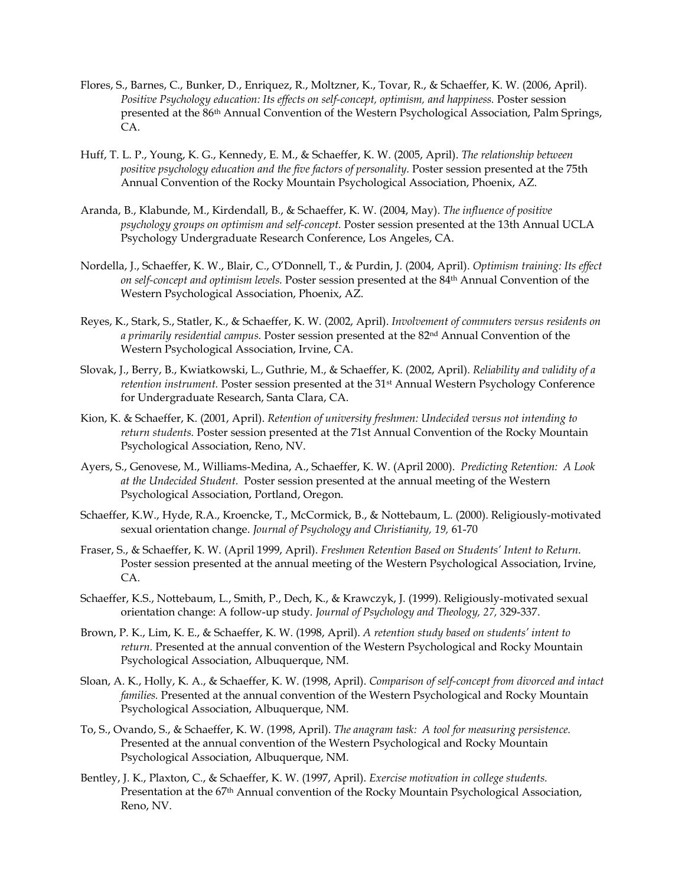Flores, S., Barnes, C., Bunker, D., Enriquez, R., Moltzner, K., Tovar, R., & Schaeffer, K. W. (2006, April). *Positive Psychology education: Its effects on self-concept, optimism, and happiness.* Poster session presented at the 86th Annual Convention of the Western Psychological Association, Palm Springs, CA.

Huff, T. L. P., Young, K. G., Kennedy, E. M., & Schaeffer, K. W. (2005, April). *The relationship between positive psychology education and the five factors of personality.* Poster session presented at the 75th Annual Convention of the Rocky Mountain Psychological Association, Phoenix, AZ.

Aranda, B., Klabunde, M., Kirdendall, B., & Schaeffer, K. W. (2004, May). *The influence of positive psychology groups on optimism and self-concept.* Poster session presented at the 13th Annual UCLA Psychology Undergraduate Research Conference, Los Angeles, CA.

Nordella, J., Schaeffer, K. W., Blair, C., O'Donnell, T., & Purdin, J. (2004, April). *Optimism training: Its effect on self-concept and optimism levels.* Poster session presented at the 84th Annual Convention of the Western Psychological Association, Phoenix, AZ.

Reyes, K., Stark, S., Statler, K., & Schaeffer, K. W. (2002, April). *Involvement of commuters versus residents on a primarily residential campus.* Poster session presented at the 82nd Annual Convention of the Western Psychological Association, Irvine, CA.

Slovak, J., Berry, B., Kwiatkowski, L., Guthrie, M., & Schaeffer, K. (2002, April). *Reliability and validity of a retention instrument.* Poster session presented at the 31st Annual Western Psychology Conference for Undergraduate Research, Santa Clara, CA.

Kion, K. & Schaeffer, K. (2001, April). *Retention of university freshmen: Undecided versus not intending to return students.* Poster session presented at the 71st Annual Convention of the Rocky Mountain Psychological Association, Reno, NV.

Ayers, S., Genovese, M., Williams-Medina, A., Schaeffer, K. W. (April 2000). *Predicting Retention: A Look at the Undecided Student.* Poster session presented at the annual meeting of the Western Psychological Association, Portland, Oregon.

Schaeffer, K.W., Hyde, R.A., Kroencke, T., McCormick, B., & Nottebaum, L. (2000). Religiously-motivated sexual orientation change. *Journal of Psychology and Christianity, 19,* 61-70

Fraser, S., & Schaeffer, K. W. (April 1999, April). *Freshmen Retention Based on Students' Intent to Return.* Poster session presented at the annual meeting of the Western Psychological Association, Irvine, CA.

Schaeffer, K.S., Nottebaum, L., Smith, P., Dech, K., & Krawczyk, J. (1999). Religiously-motivated sexual orientation change: A follow-up study. *Journal of Psychology and Theology, 27,* 329-337.

Brown, P. K., Lim, K. E., & Schaeffer, K. W. (1998, April). *A retention study based on students' intent to return.* Presented at the annual convention of the Western Psychological and Rocky Mountain Psychological Association, Albuquerque, NM.

Sloan, A. K., Holly, K. A., & Schaeffer, K. W. (1998, April). *Comparison of self-concept from divorced and intact families.* Presented at the annual convention of the Western Psychological and Rocky Mountain Psychological Association, Albuquerque, NM.

To, S., Ovando, S., & Schaeffer, K. W. (1998, April). *The anagram task: A tool for measuring persistence.* Presented at the annual convention of the Western Psychological and Rocky Mountain Psychological Association, Albuquerque, NM.

Bentley, J. K., Plaxton, C., & Schaeffer, K. W. (1997, April). *Exercise motivation in college students.* Presentation at the 67th Annual convention of the Rocky Mountain Psychological Association, Reno, NV.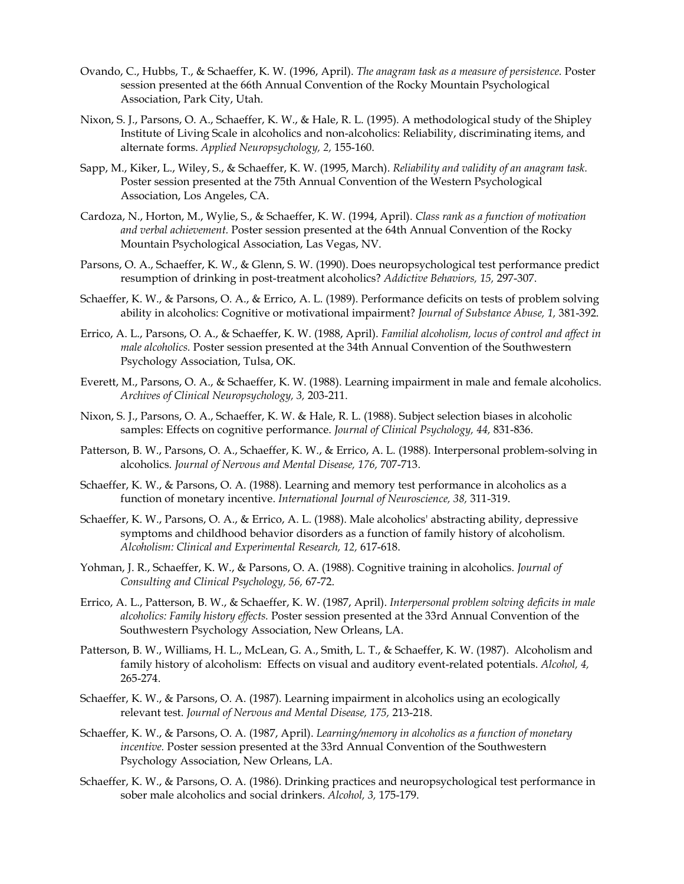Ovando, C., Hubbs, T., & Schaeffer, K. W. (1996, April). *The anagram task as a measure of persistence.* Poster session presented at the 66th Annual Convention of the Rocky Mountain Psychological Association, Park City, Utah.

Nixon, S. J., Parsons, O. A., Schaeffer, K. W., & Hale, R. L. (1995). A methodological study of the Shipley Institute of Living Scale in alcoholics and non-alcoholics: Reliability, discriminating items, and alternate forms. *Applied Neuropsychology, 2,* 155-160.

Sapp, M., Kiker, L., Wiley, S., & Schaeffer, K. W. (1995, March). *Reliability and validity of an anagram task.* Poster session presented at the 75th Annual Convention of the Western Psychological Association, Los Angeles, CA.

Cardoza, N., Horton, M., Wylie, S., & Schaeffer, K. W. (1994, April). *Class rank as a function of motivation and verbal achievement.* Poster session presented at the 64th Annual Convention of the Rocky Mountain Psychological Association, Las Vegas, NV.

Parsons, O. A., Schaeffer, K. W., & Glenn, S. W. (1990). Does neuropsychological test performance predict resumption of drinking in post-treatment alcoholics? *Addictive Behaviors, 15,* 297-307.

Schaeffer, K. W., & Parsons, O. A., & Errico, A. L. (1989). Performance deficits on tests of problem solving ability in alcoholics: Cognitive or motivational impairment? *Journal of Substance Abuse, 1,* 381-392.

Errico, A. L., Parsons, O. A., & Schaeffer, K. W. (1988, April). *Familial alcoholism, locus of control and affect in male alcoholics.* Poster session presented at the 34th Annual Convention of the Southwestern Psychology Association, Tulsa, OK.

Everett, M., Parsons, O. A., & Schaeffer, K. W. (1988). Learning impairment in male and female alcoholics. *Archives of Clinical Neuropsychology, 3,* 203-211.

Nixon, S. J., Parsons, O. A., Schaeffer, K. W. & Hale, R. L. (1988). Subject selection biases in alcoholic samples: Effects on cognitive performance. *Journal of Clinical Psychology, 44,* 831-836.

Patterson, B. W., Parsons, O. A., Schaeffer, K. W., & Errico, A. L. (1988). Interpersonal problem-solving in alcoholics. *Journal of Nervous and Mental Disease, 176,* 707-713.

Schaeffer, K. W., & Parsons, O. A. (1988). Learning and memory test performance in alcoholics as a function of monetary incentive. *International Journal of Neuroscience, 38,* 311-319.

Schaeffer, K. W., Parsons, O. A., & Errico, A. L. (1988). Male alcoholics' abstracting ability, depressive symptoms and childhood behavior disorders as a function of family history of alcoholism. *Alcoholism: Clinical and Experimental Research, 12,* 617-618.

Yohman, J. R., Schaeffer, K. W., & Parsons, O. A. (1988). Cognitive training in alcoholics. *Journal of Consulting and Clinical Psychology, 56,* 67-72.

Errico, A. L., Patterson, B. W., & Schaeffer, K. W. (1987, April). *Interpersonal problem solving deficits in male alcoholics: Family history effects.* Poster session presented at the 33rd Annual Convention of the Southwestern Psychology Association, New Orleans, LA.

Patterson, B. W., Williams, H. L., McLean, G. A., Smith, L. T., & Schaeffer, K. W. (1987). Alcoholism and family history of alcoholism: Effects on visual and auditory event-related potentials. *Alcohol, 4,* 265-274.

Schaeffer, K. W., & Parsons, O. A. (1987). Learning impairment in alcoholics using an ecologically relevant test. *Journal of Nervous and Mental Disease, 175,* 213-218.

Schaeffer, K. W., & Parsons, O. A. (1987, April). *Learning/memory in alcoholics as a function of monetary incentive.* Poster session presented at the 33rd Annual Convention of the Southwestern Psychology Association, New Orleans, LA.

Schaeffer, K. W., & Parsons, O. A. (1986). Drinking practices and neuropsychological test performance in sober male alcoholics and social drinkers. *Alcohol, 3,* 175-179.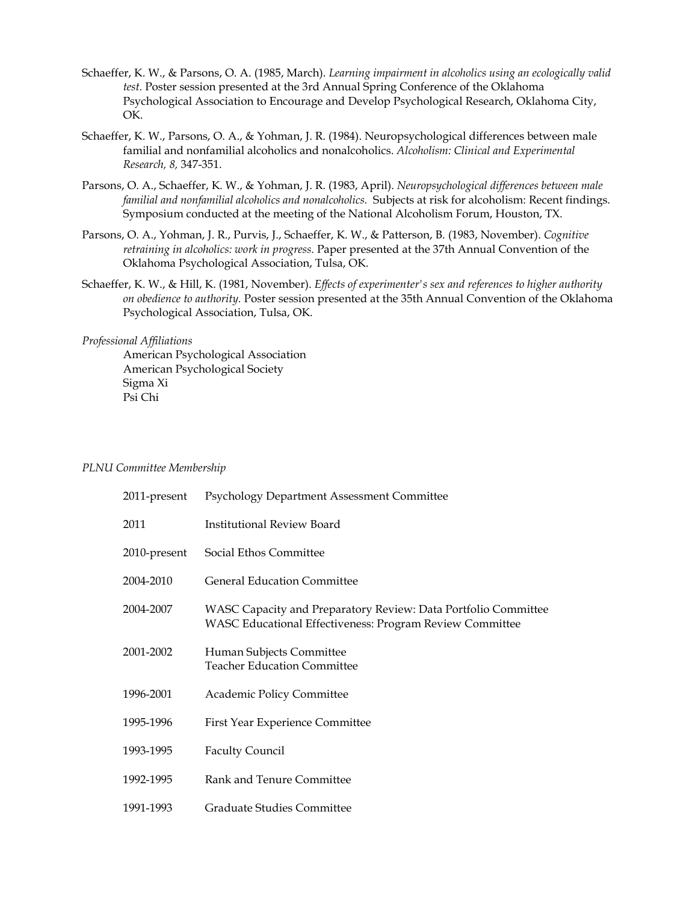Schaeffer, K. W., & Parsons, O. A. (1985, March). *Learning impairment in alcoholics using an ecologically valid test.* Poster session presented at the 3rd Annual Spring Conference of the Oklahoma Psychological Association to Encourage and Develop Psychological Research, Oklahoma City, OK.

Schaeffer, K. W., Parsons, O. A., & Yohman, J. R. (1984). Neuropsychological differences between male familial and nonfamilial alcoholics and nonalcoholics. *Alcoholism: Clinical and Experimental Research, 8,* 347-351.

Parsons, O. A., Schaeffer, K. W., & Yohman, J. R. (1983, April). *Neuropsychological differences between male familial and nonfamilial alcoholics and nonalcoholics.* Subjects at risk for alcoholism: Recent findings. Symposium conducted at the meeting of the National Alcoholism Forum, Houston, TX.

Parsons, O. A., Yohman, J. R., Purvis, J., Schaeffer, K. W., & Patterson, B. (1983, November). *Cognitive retraining in alcoholics: work in progress.* Paper presented at the 37th Annual Convention of the Oklahoma Psychological Association, Tulsa, OK.

Schaeffer, K. W., & Hill, K. (1981, November). *Effects of experimenter's sex and references to higher authority on obedience to authority.* Poster session presented at the 35th Annual Convention of the Oklahoma Psychological Association, Tulsa, OK.

*Professional Affiliations*

American Psychological Association
American Psychological Society
Sigma Xi
Psi Chi

*PLNU Committee Membership*

| | |
|---|---|
| 2011-present | Psychology Department Assessment Committee |
| 2011 | Institutional Review Board |
| 2010-present | Social Ethos Committee |
| 2004-2010 | General Education Committee |
| 2004-2007 | WASC Capacity and Preparatory Review: Data Portfolio Committee<br>WASC Educational Effectiveness: Program Review Committee |
| 2001-2002 | Human Subjects Committee<br>Teacher Education Committee |
| 1996-2001 | Academic Policy Committee |
| 1995-1996 | First Year Experience Committee |
| 1993-1995 | Faculty Council |
| 1992-1995 | Rank and Tenure Committee |
| 1991-1993 | Graduate Studies Committee |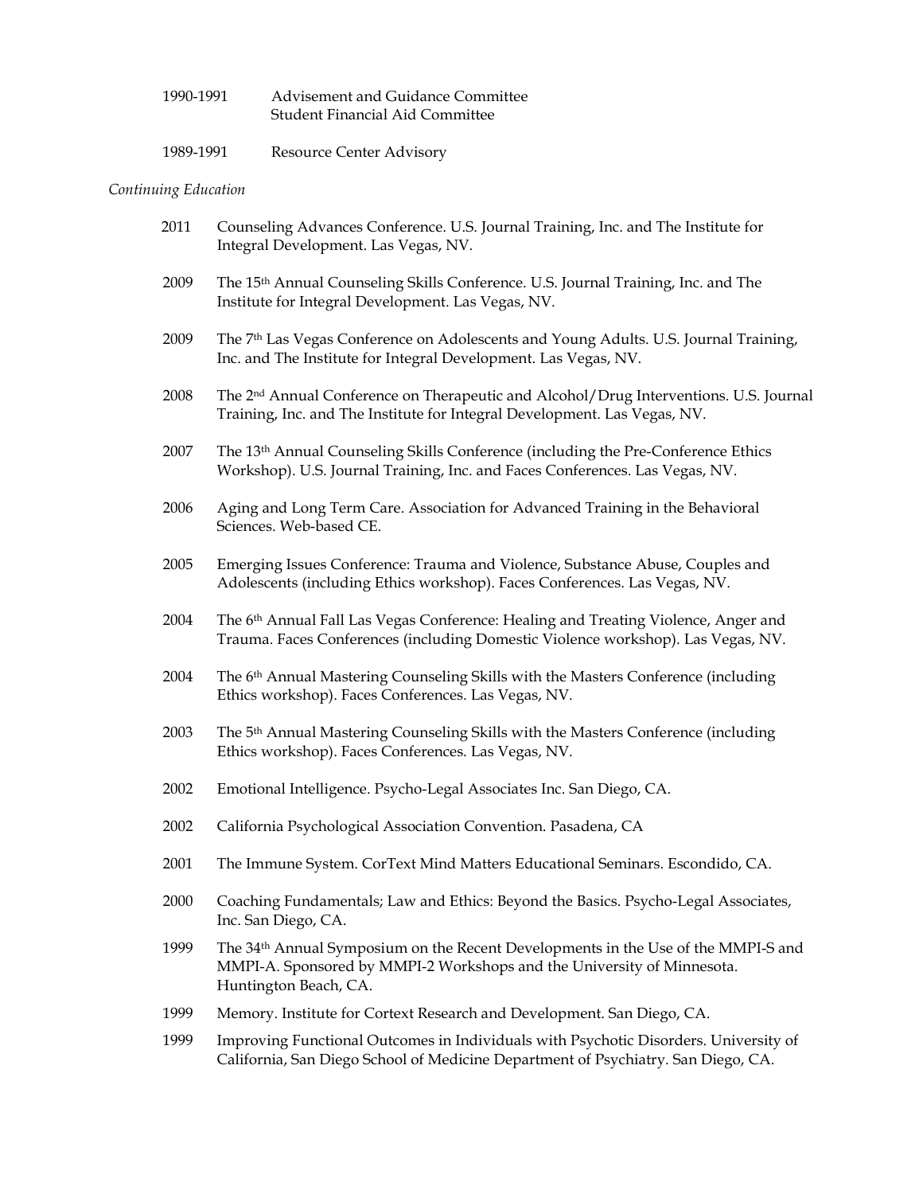1990-1991 Advisement and Guidance Committee
Student Financial Aid Committee

1989-1991 Resource Center Advisory

*Continuing Education*

2011 Counseling Advances Conference. U.S. Journal Training, Inc. and The Institute for Integral Development. Las Vegas, NV.

2009 The 15th Annual Counseling Skills Conference. U.S. Journal Training, Inc. and The Institute for Integral Development. Las Vegas, NV.

2009 The 7th Las Vegas Conference on Adolescents and Young Adults. U.S. Journal Training, Inc. and The Institute for Integral Development. Las Vegas, NV.

2008 The 2nd Annual Conference on Therapeutic and Alcohol/Drug Interventions. U.S. Journal Training, Inc. and The Institute for Integral Development. Las Vegas, NV.

2007 The 13th Annual Counseling Skills Conference (including the Pre-Conference Ethics Workshop). U.S. Journal Training, Inc. and Faces Conferences. Las Vegas, NV.

2006 Aging and Long Term Care. Association for Advanced Training in the Behavioral Sciences. Web-based CE.

2005 Emerging Issues Conference: Trauma and Violence, Substance Abuse, Couples and Adolescents (including Ethics workshop). Faces Conferences. Las Vegas, NV.

2004 The 6th Annual Fall Las Vegas Conference: Healing and Treating Violence, Anger and Trauma. Faces Conferences (including Domestic Violence workshop). Las Vegas, NV.

2004 The 6th Annual Mastering Counseling Skills with the Masters Conference (including Ethics workshop). Faces Conferences. Las Vegas, NV.

2003 The 5th Annual Mastering Counseling Skills with the Masters Conference (including Ethics workshop). Faces Conferences. Las Vegas, NV.

2002 Emotional Intelligence. Psycho-Legal Associates Inc. San Diego, CA.

2002 California Psychological Association Convention. Pasadena, CA

2001 The Immune System. CorText Mind Matters Educational Seminars. Escondido, CA.

2000 Coaching Fundamentals; Law and Ethics: Beyond the Basics. Psycho-Legal Associates, Inc. San Diego, CA.

1999 The 34th Annual Symposium on the Recent Developments in the Use of the MMPI-S and MMPI-A. Sponsored by MMPI-2 Workshops and the University of Minnesota. Huntington Beach, CA.

1999 Memory. Institute for Cortext Research and Development. San Diego, CA.

1999 Improving Functional Outcomes in Individuals with Psychotic Disorders. University of California, San Diego School of Medicine Department of Psychiatry. San Diego, CA.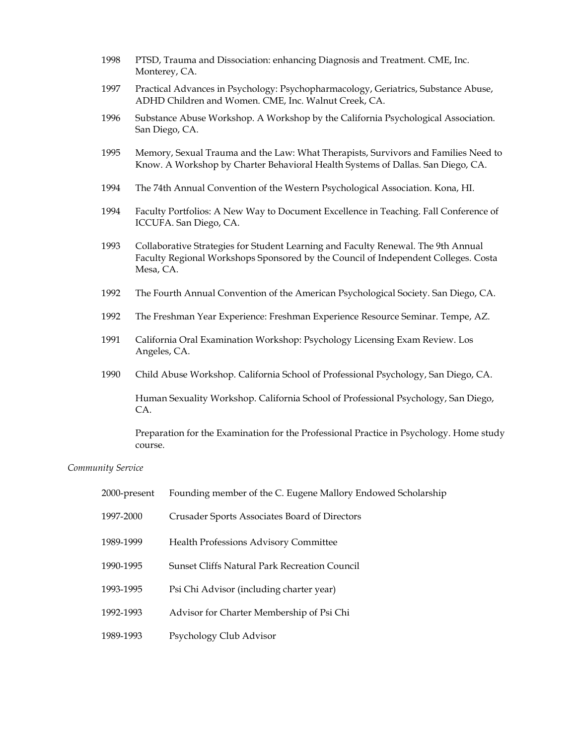1998 PTSD, Trauma and Dissociation: enhancing Diagnosis and Treatment. CME, Inc. Monterey, CA.

1997 Practical Advances in Psychology: Psychopharmacology, Geriatrics, Substance Abuse, ADHD Children and Women. CME, Inc. Walnut Creek, CA.

1996 Substance Abuse Workshop. A Workshop by the California Psychological Association. San Diego, CA.

1995 Memory, Sexual Trauma and the Law: What Therapists, Survivors and Families Need to Know. A Workshop by Charter Behavioral Health Systems of Dallas. San Diego, CA.

1994 The 74th Annual Convention of the Western Psychological Association. Kona, HI.

1994 Faculty Portfolios: A New Way to Document Excellence in Teaching. Fall Conference of ICCUFA. San Diego, CA.

1993 Collaborative Strategies for Student Learning and Faculty Renewal. The 9th Annual Faculty Regional Workshops Sponsored by the Council of Independent Colleges. Costa Mesa, CA.

1992 The Fourth Annual Convention of the American Psychological Society. San Diego, CA.

1992 The Freshman Year Experience: Freshman Experience Resource Seminar. Tempe, AZ.

1991 California Oral Examination Workshop: Psychology Licensing Exam Review. Los Angeles, CA.

1990 Child Abuse Workshop. California School of Professional Psychology, San Diego, CA.

Human Sexuality Workshop. California School of Professional Psychology, San Diego, CA.

Preparation for the Examination for the Professional Practice in Psychology. Home study course.

*Community Service*

2000-present Founding member of the C. Eugene Mallory Endowed Scholarship

1997-2000 Crusader Sports Associates Board of Directors

1989-1999 Health Professions Advisory Committee

1990-1995 Sunset Cliffs Natural Park Recreation Council

1993-1995 Psi Chi Advisor (including charter year)

1992-1993 Advisor for Charter Membership of Psi Chi

1989-1993 Psychology Club Advisor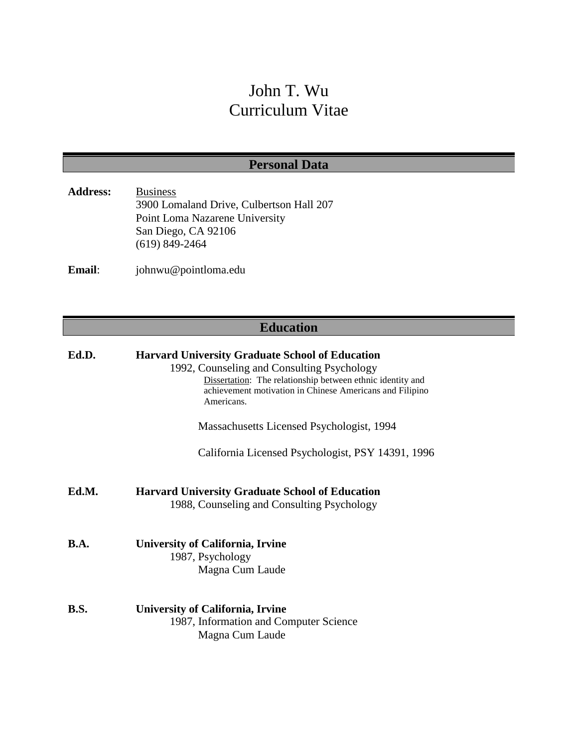# John T. Wu
# Curriculum Vitae

## Personal Data

**Address:** Business
3900 Lomaland Drive, Culbertson Hall 207
Point Loma Nazarene University
San Diego, CA 92106
(619) 849-2464

**Email**: johnwu@pointloma.edu

## Education

**Ed.D.** **Harvard University Graduate School of Education**
1992, Counseling and Consulting Psychology
Dissertation: The relationship between ethnic identity and achievement motivation in Chinese Americans and Filipino Americans.

Massachusetts Licensed Psychologist, 1994

California Licensed Psychologist, PSY 14391, 1996

**Ed.M.** **Harvard University Graduate School of Education**
1988, Counseling and Consulting Psychology

**B.A.** **University of California, Irvine**
1987, Psychology
Magna Cum Laude

**B.S.** **University of California, Irvine**
1987, Information and Computer Science
Magna Cum Laude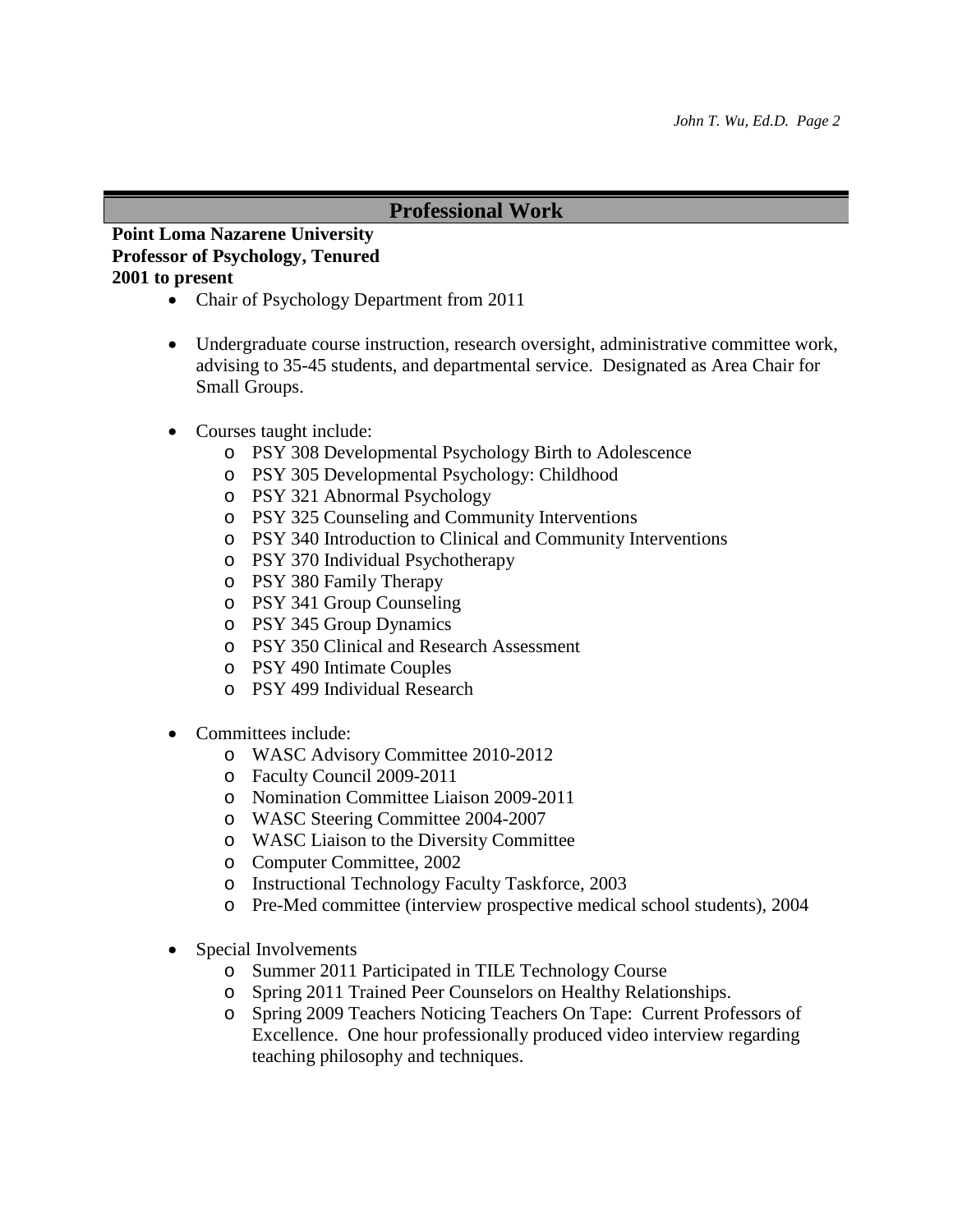## Professional Work

**Point Loma Nazarene University**
**Professor of Psychology, Tenured**
**2001 to present**

- Chair of Psychology Department from 2011
- Undergraduate course instruction, research oversight, administrative committee work, advising to 35-45 students, and departmental service. Designated as Area Chair for Small Groups.
- Courses taught include:
  - PSY 308 Developmental Psychology Birth to Adolescence
  - PSY 305 Developmental Psychology: Childhood
  - PSY 321 Abnormal Psychology
  - PSY 325 Counseling and Community Interventions
  - PSY 340 Introduction to Clinical and Community Interventions
  - PSY 370 Individual Psychotherapy
  - PSY 380 Family Therapy
  - PSY 341 Group Counseling
  - PSY 345 Group Dynamics
  - PSY 350 Clinical and Research Assessment
  - PSY 490 Intimate Couples
  - PSY 499 Individual Research
- Committees include:
  - WASC Advisory Committee 2010-2012
  - Faculty Council 2009-2011
  - Nomination Committee Liaison 2009-2011
  - WASC Steering Committee 2004-2007
  - WASC Liaison to the Diversity Committee
  - Computer Committee, 2002
  - Instructional Technology Faculty Taskforce, 2003
  - Pre-Med committee (interview prospective medical school students), 2004
- Special Involvements
  - Summer 2011 Participated in TILE Technology Course
  - Spring 2011 Trained Peer Counselors on Healthy Relationships.
  - Spring 2009 Teachers Noticing Teachers On Tape: Current Professors of Excellence. One hour professionally produced video interview regarding teaching philosophy and techniques.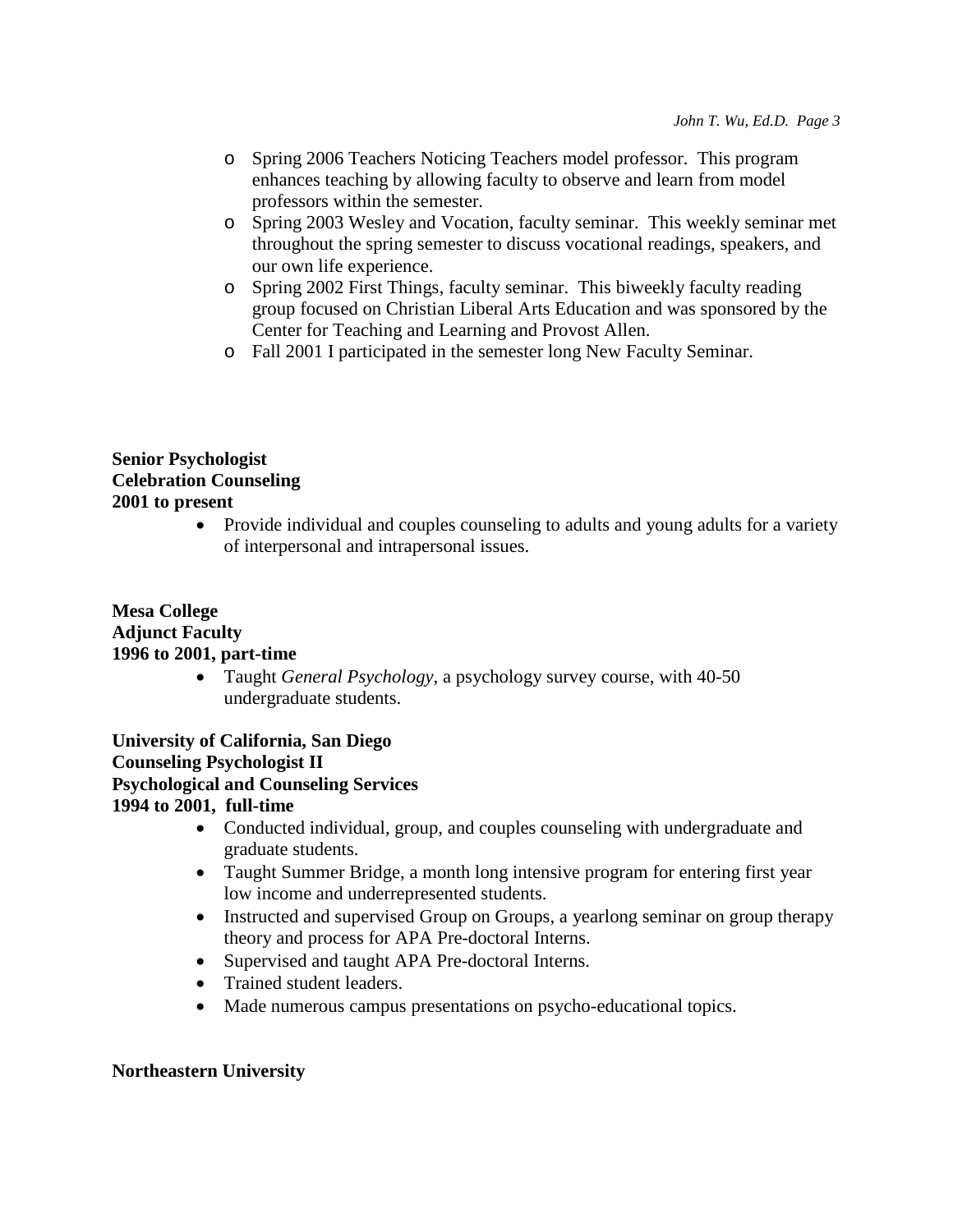- Spring 2006 Teachers Noticing Teachers model professor. This program enhances teaching by allowing faculty to observe and learn from model professors within the semester.
- Spring 2003 Wesley and Vocation, faculty seminar. This weekly seminar met throughout the spring semester to discuss vocational readings, speakers, and our own life experience.
- Spring 2002 First Things, faculty seminar. This biweekly faculty reading group focused on Christian Liberal Arts Education and was sponsored by the Center for Teaching and Learning and Provost Allen.
- Fall 2001 I participated in the semester long New Faculty Seminar.

**Senior Psychologist**
**Celebration Counseling**
**2001 to present**

- Provide individual and couples counseling to adults and young adults for a variety of interpersonal and intrapersonal issues.

**Mesa College**
**Adjunct Faculty**
**1996 to 2001, part-time**

- Taught *General Psychology*, a psychology survey course, with 40-50 undergraduate students.

**University of California, San Diego**
**Counseling Psychologist II**
**Psychological and Counseling Services**
**1994 to 2001, full-time**

- Conducted individual, group, and couples counseling with undergraduate and graduate students.
- Taught Summer Bridge, a month long intensive program for entering first year low income and underrepresented students.
- Instructed and supervised Group on Groups, a yearlong seminar on group therapy theory and process for APA Pre-doctoral Interns.
- Supervised and taught APA Pre-doctoral Interns.
- Trained student leaders.
- Made numerous campus presentations on psycho-educational topics.

**Northeastern University**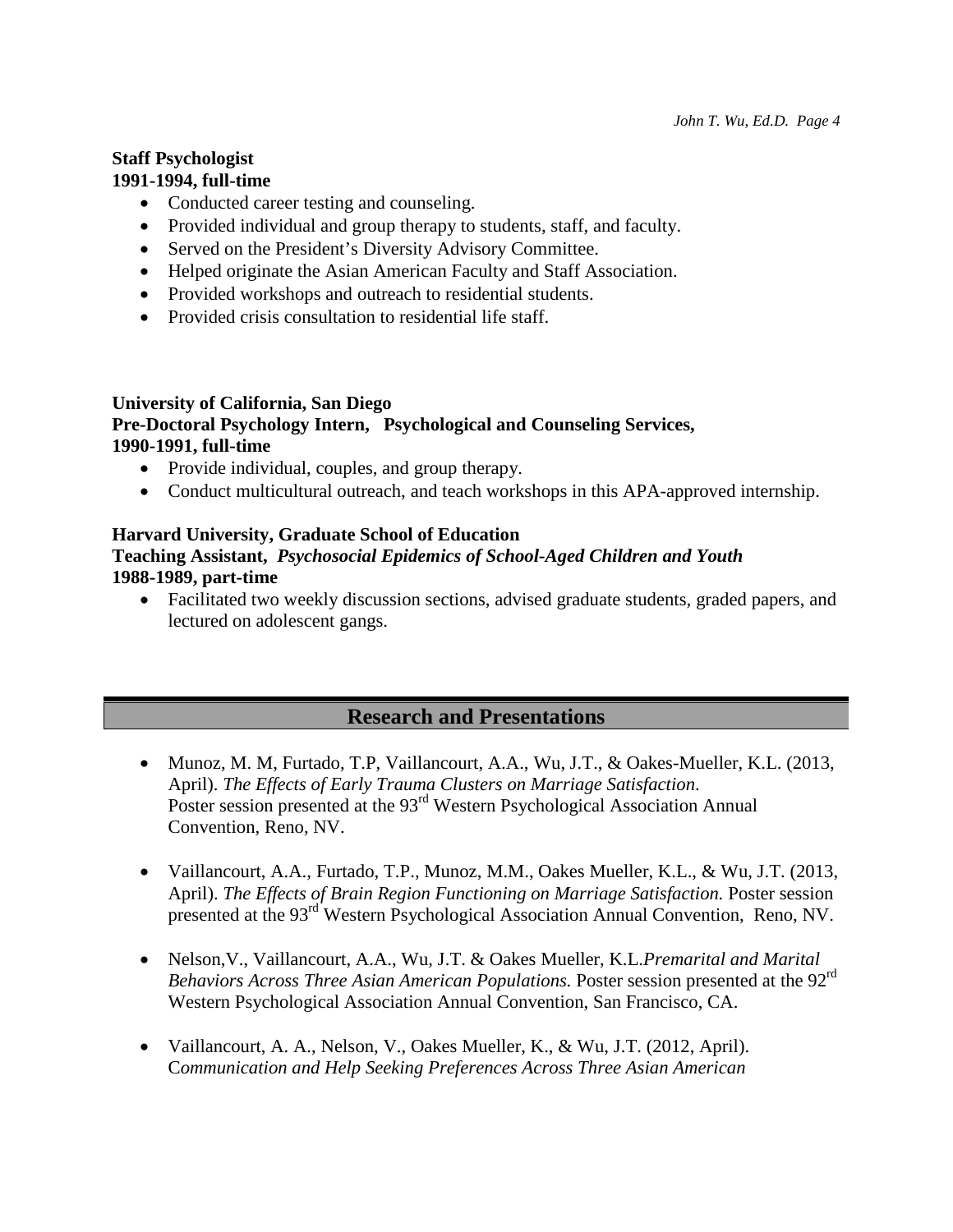**Staff Psychologist**
**1991-1994, full-time**

- Conducted career testing and counseling.
- Provided individual and group therapy to students, staff, and faculty.
- Served on the President's Diversity Advisory Committee.
- Helped originate the Asian American Faculty and Staff Association.
- Provided workshops and outreach to residential students.
- Provided crisis consultation to residential life staff.

**University of California, San Diego**
**Pre-Doctoral Psychology Intern, Psychological and Counseling Services,**
**1990-1991, full-time**

- Provide individual, couples, and group therapy.
- Conduct multicultural outreach, and teach workshops in this APA-approved internship.

**Harvard University, Graduate School of Education**
**Teaching Assistant, *Psychosocial Epidemics of School-Aged Children and Youth***
**1988-1989, part-time**

- Facilitated two weekly discussion sections, advised graduate students, graded papers, and lectured on adolescent gangs.

## Research and Presentations

- Munoz, M. M, Furtado, T.P, Vaillancourt, A.A., Wu, J.T., & Oakes-Mueller, K.L. (2013, April). *The Effects of Early Trauma Clusters on Marriage Satisfaction*. Poster session presented at the 93rd Western Psychological Association Annual Convention, Reno, NV.

- Vaillancourt, A.A., Furtado, T.P., Munoz, M.M., Oakes Mueller, K.L., & Wu, J.T. (2013, April). *The Effects of Brain Region Functioning on Marriage Satisfaction.* Poster session presented at the 93rd Western Psychological Association Annual Convention, Reno, NV.

- Nelson,V., Vaillancourt, A.A., Wu, J.T. & Oakes Mueller, K.L.*Premarital and Marital Behaviors Across Three Asian American Populations.* Poster session presented at the 92rd Western Psychological Association Annual Convention, San Francisco, CA.

- Vaillancourt, A. A., Nelson, V., Oakes Mueller, K., & Wu, J.T. (2012, April). C*ommunication and Help Seeking Preferences Across Three Asian American*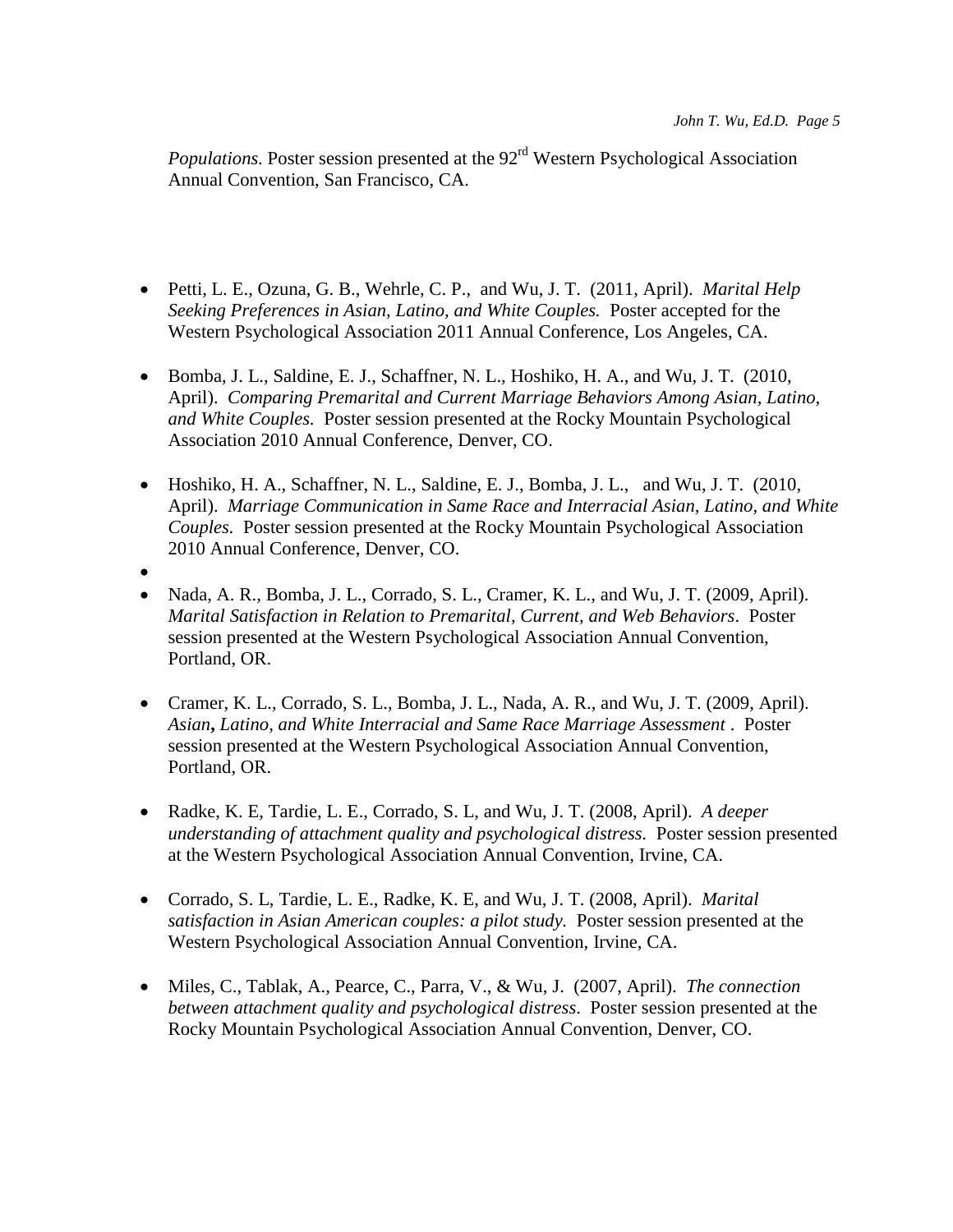*Populations.* Poster session presented at the 92rd Western Psychological Association Annual Convention, San Francisco, CA.

- Petti, L. E., Ozuna, G. B., Wehrle, C. P., and Wu, J. T. (2011, April). *Marital Help Seeking Preferences in Asian, Latino, and White Couples.* Poster accepted for the Western Psychological Association 2011 Annual Conference, Los Angeles, CA.

- Bomba, J. L., Saldine, E. J., Schaffner, N. L., Hoshiko, H. A., and Wu, J. T. (2010, April). *Comparing Premarital and Current Marriage Behaviors Among Asian, Latino, and White Couples.* Poster session presented at the Rocky Mountain Psychological Association 2010 Annual Conference, Denver, CO.

- Hoshiko, H. A., Schaffner, N. L., Saldine, E. J., Bomba, J. L., and Wu, J. T. (2010, April). *Marriage Communication in Same Race and Interracial Asian, Latino, and White Couples.* Poster session presented at the Rocky Mountain Psychological Association 2010 Annual Conference, Denver, CO.

- Nada, A. R., Bomba, J. L., Corrado, S. L., Cramer, K. L., and Wu, J. T. (2009, April). *Marital Satisfaction in Relation to Premarital, Current, and Web Behaviors*. Poster session presented at the Western Psychological Association Annual Convention, Portland, OR.

- Cramer, K. L., Corrado, S. L., Bomba, J. L., Nada, A. R., and Wu, J. T. (2009, April). *Asian**,** Latino, and White Interracial and Same Race Marriage Assessment* . Poster session presented at the Western Psychological Association Annual Convention, Portland, OR.

- Radke, K. E, Tardie, L. E., Corrado, S. L, and Wu, J. T. (2008, April). *A deeper understanding of attachment quality and psychological distress.* Poster session presented at the Western Psychological Association Annual Convention, Irvine, CA.

- Corrado, S. L, Tardie, L. E., Radke, K. E, and Wu, J. T. (2008, April). *Marital satisfaction in Asian American couples: a pilot study.* Poster session presented at the Western Psychological Association Annual Convention, Irvine, CA.

- Miles, C., Tablak, A., Pearce, C., Parra, V., & Wu, J. (2007, April). *The connection between attachment quality and psychological distress*. Poster session presented at the Rocky Mountain Psychological Association Annual Convention, Denver, CO.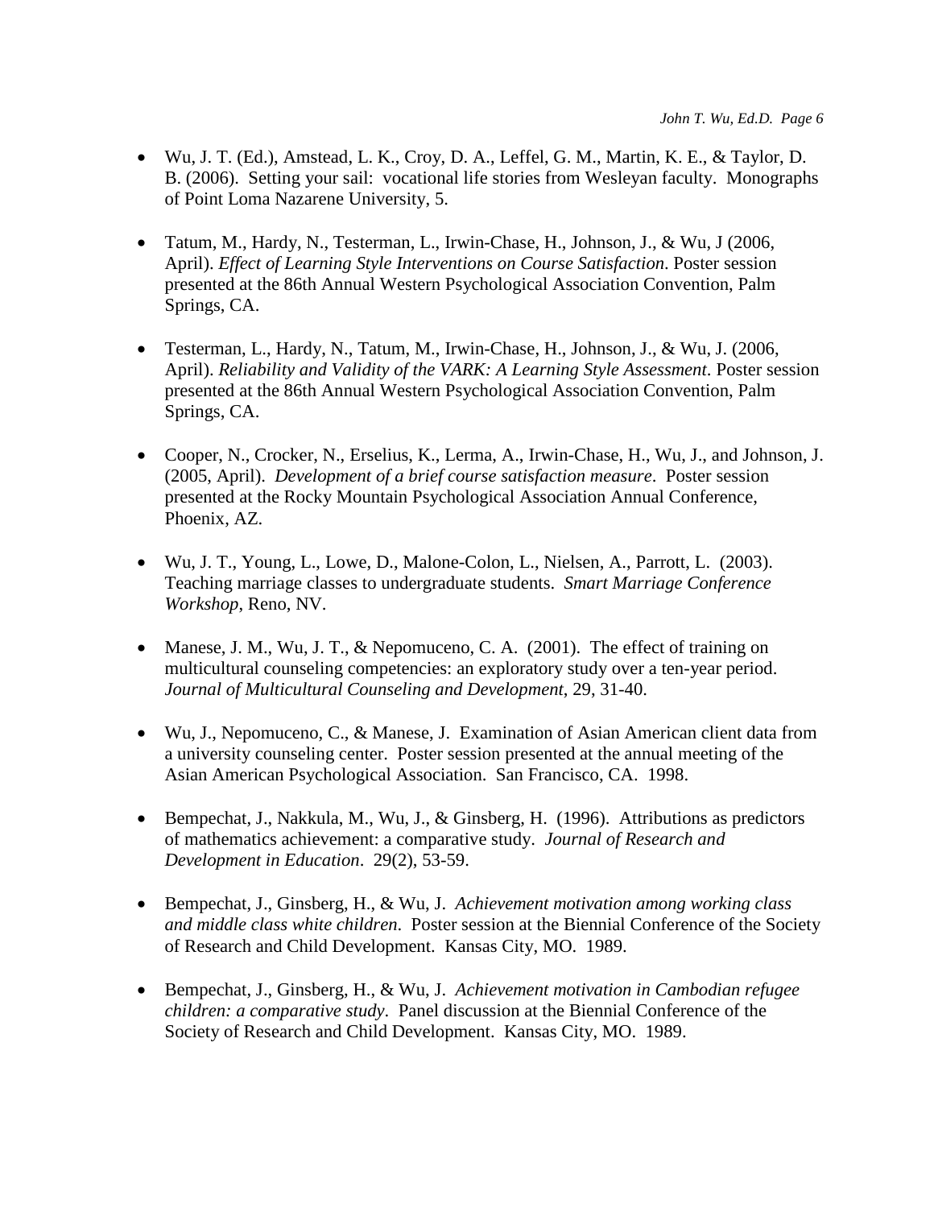- Wu, J. T. (Ed.), Amstead, L. K., Croy, D. A., Leffel, G. M., Martin, K. E., & Taylor, D. B. (2006). Setting your sail: vocational life stories from Wesleyan faculty. Monographs of Point Loma Nazarene University, 5.

- Tatum, M., Hardy, N., Testerman, L., Irwin-Chase, H., Johnson, J., & Wu, J (2006, April). *Effect of Learning Style Interventions on Course Satisfaction*. Poster session presented at the 86th Annual Western Psychological Association Convention, Palm Springs, CA.

- Testerman, L., Hardy, N., Tatum, M., Irwin-Chase, H., Johnson, J., & Wu, J. (2006, April). *Reliability and Validity of the VARK: A Learning Style Assessment*. Poster session presented at the 86th Annual Western Psychological Association Convention, Palm Springs, CA.

- Cooper, N., Crocker, N., Erselius, K., Lerma, A., Irwin-Chase, H., Wu, J., and Johnson, J. (2005, April). *Development of a brief course satisfaction measure*. Poster session presented at the Rocky Mountain Psychological Association Annual Conference, Phoenix, AZ.

- Wu, J. T., Young, L., Lowe, D., Malone-Colon, L., Nielsen, A., Parrott, L. (2003). Teaching marriage classes to undergraduate students. *Smart Marriage Conference Workshop*, Reno, NV.

- Manese, J. M., Wu, J. T., & Nepomuceno, C. A. (2001). The effect of training on multicultural counseling competencies: an exploratory study over a ten-year period. *Journal of Multicultural Counseling and Development*, 29, 31-40.

- Wu, J., Nepomuceno, C., & Manese, J. Examination of Asian American client data from a university counseling center. Poster session presented at the annual meeting of the Asian American Psychological Association. San Francisco, CA. 1998.

- Bempechat, J., Nakkula, M., Wu, J., & Ginsberg, H. (1996). Attributions as predictors of mathematics achievement: a comparative study. *Journal of Research and Development in Education*. 29(2), 53-59.

- Bempechat, J., Ginsberg, H., & Wu, J. *Achievement motivation among working class and middle class white children*. Poster session at the Biennial Conference of the Society of Research and Child Development. Kansas City, MO. 1989.

- Bempechat, J., Ginsberg, H., & Wu, J. *Achievement motivation in Cambodian refugee children: a comparative study*. Panel discussion at the Biennial Conference of the Society of Research and Child Development. Kansas City, MO. 1989.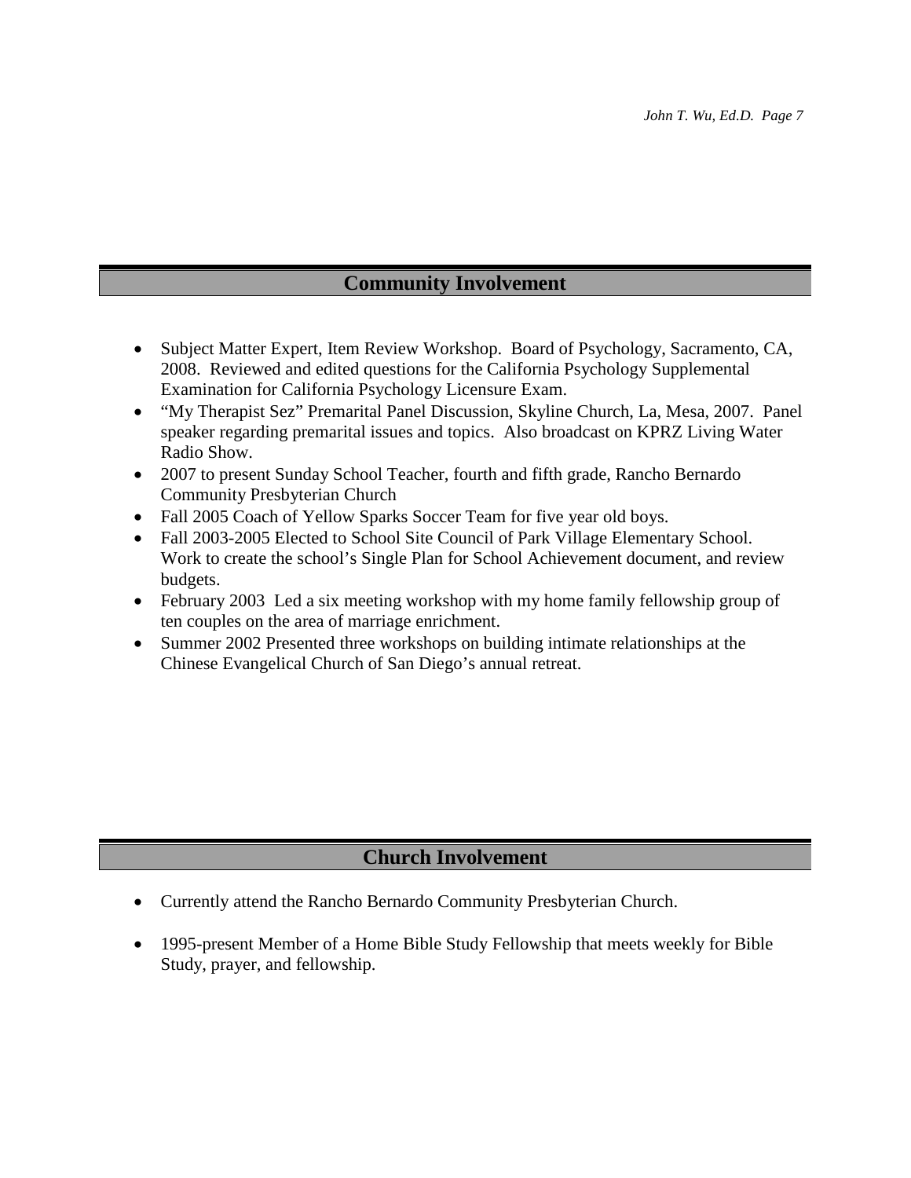## Community Involvement

- Subject Matter Expert, Item Review Workshop. Board of Psychology, Sacramento, CA, 2008. Reviewed and edited questions for the California Psychology Supplemental Examination for California Psychology Licensure Exam.
- "My Therapist Sez" Premarital Panel Discussion, Skyline Church, La, Mesa, 2007. Panel speaker regarding premarital issues and topics. Also broadcast on KPRZ Living Water Radio Show.
- 2007 to present Sunday School Teacher, fourth and fifth grade, Rancho Bernardo Community Presbyterian Church
- Fall 2005 Coach of Yellow Sparks Soccer Team for five year old boys.
- Fall 2003-2005 Elected to School Site Council of Park Village Elementary School. Work to create the school's Single Plan for School Achievement document, and review budgets.
- February 2003 Led a six meeting workshop with my home family fellowship group of ten couples on the area of marriage enrichment.
- Summer 2002 Presented three workshops on building intimate relationships at the Chinese Evangelical Church of San Diego's annual retreat.

## Church Involvement

- Currently attend the Rancho Bernardo Community Presbyterian Church.
- 1995-present Member of a Home Bible Study Fellowship that meets weekly for Bible Study, prayer, and fellowship.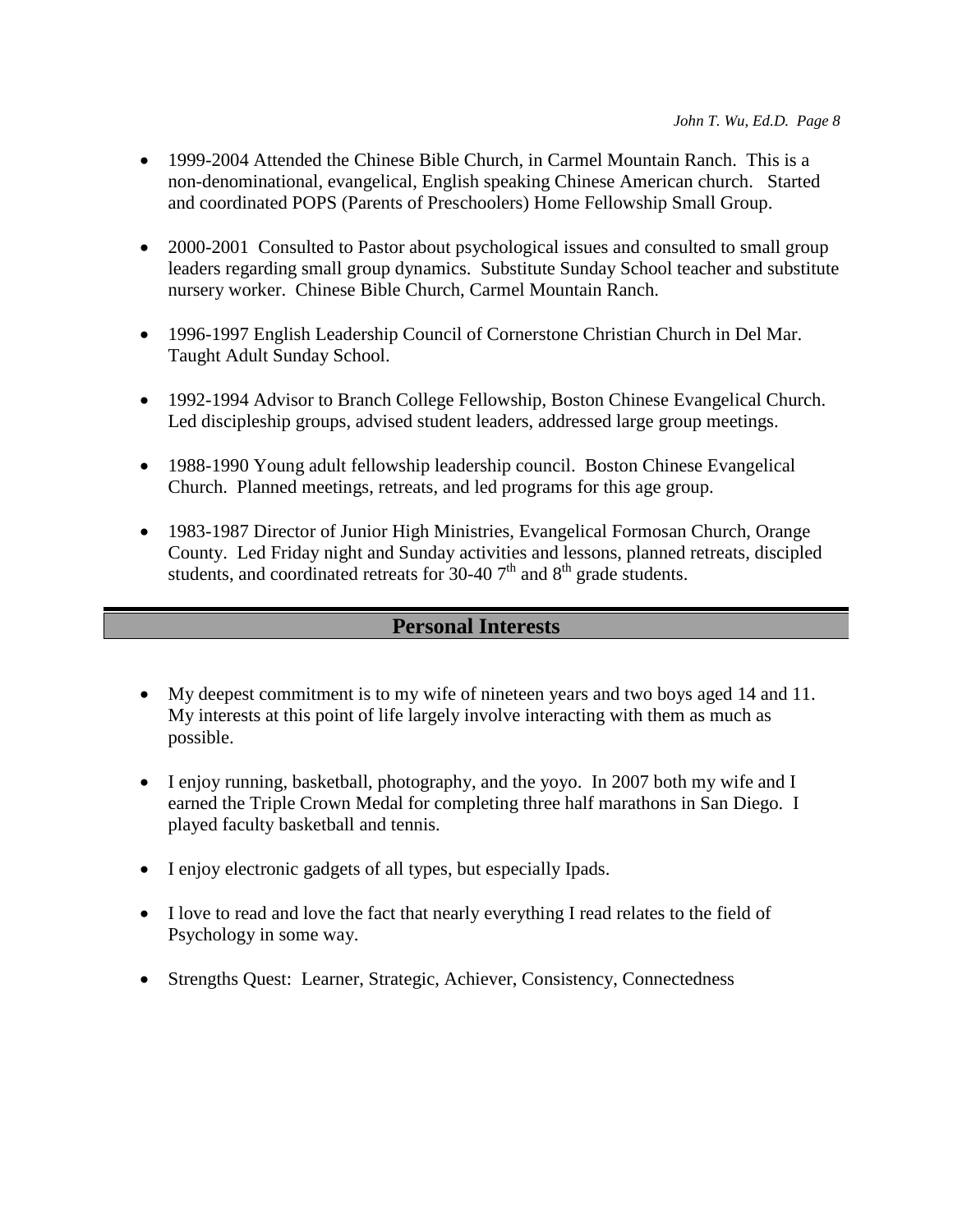- 1999-2004 Attended the Chinese Bible Church, in Carmel Mountain Ranch. This is a non-denominational, evangelical, English speaking Chinese American church. Started and coordinated POPS (Parents of Preschoolers) Home Fellowship Small Group.

- 2000-2001 Consulted to Pastor about psychological issues and consulted to small group leaders regarding small group dynamics. Substitute Sunday School teacher and substitute nursery worker. Chinese Bible Church, Carmel Mountain Ranch.

- 1996-1997 English Leadership Council of Cornerstone Christian Church in Del Mar. Taught Adult Sunday School.

- 1992-1994 Advisor to Branch College Fellowship, Boston Chinese Evangelical Church. Led discipleship groups, advised student leaders, addressed large group meetings.

- 1988-1990 Young adult fellowship leadership council. Boston Chinese Evangelical Church. Planned meetings, retreats, and led programs for this age group.

- 1983-1987 Director of Junior High Ministries, Evangelical Formosan Church, Orange County. Led Friday night and Sunday activities and lessons, planned retreats, discipled students, and coordinated retreats for 30-40 7th and 8th grade students.

## Personal Interests

- My deepest commitment is to my wife of nineteen years and two boys aged 14 and 11. My interests at this point of life largely involve interacting with them as much as possible.

- I enjoy running, basketball, photography, and the yoyo. In 2007 both my wife and I earned the Triple Crown Medal for completing three half marathons in San Diego. I played faculty basketball and tennis.

- I enjoy electronic gadgets of all types, but especially Ipads.

- I love to read and love the fact that nearly everything I read relates to the field of Psychology in some way.

- Strengths Quest: Learner, Strategic, Achiever, Consistency, Connectedness